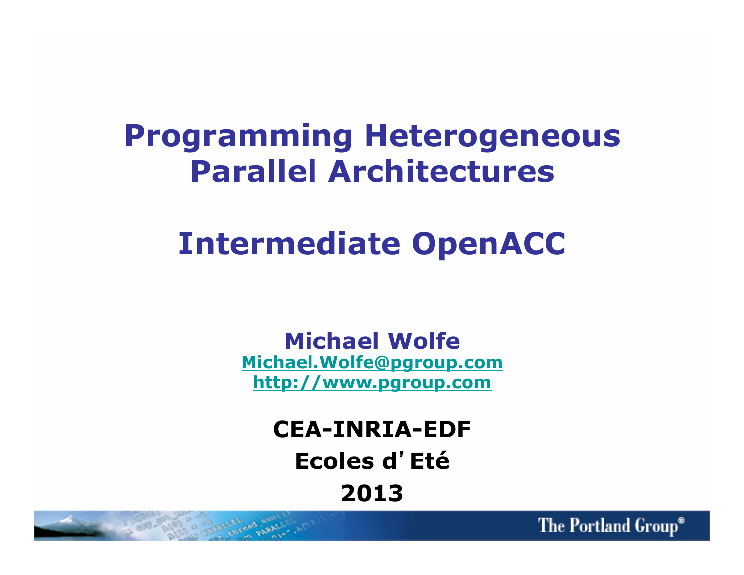# Programming Heterogeneous Parallel Architectures

# Intermediate OpenACC

**Michael Wolfe**
Michael.Wolfe@pgroup.com
http://www.pgroup.com

**CEA-INRIA-EDF**
**Ecoles d'Eté**
**2013**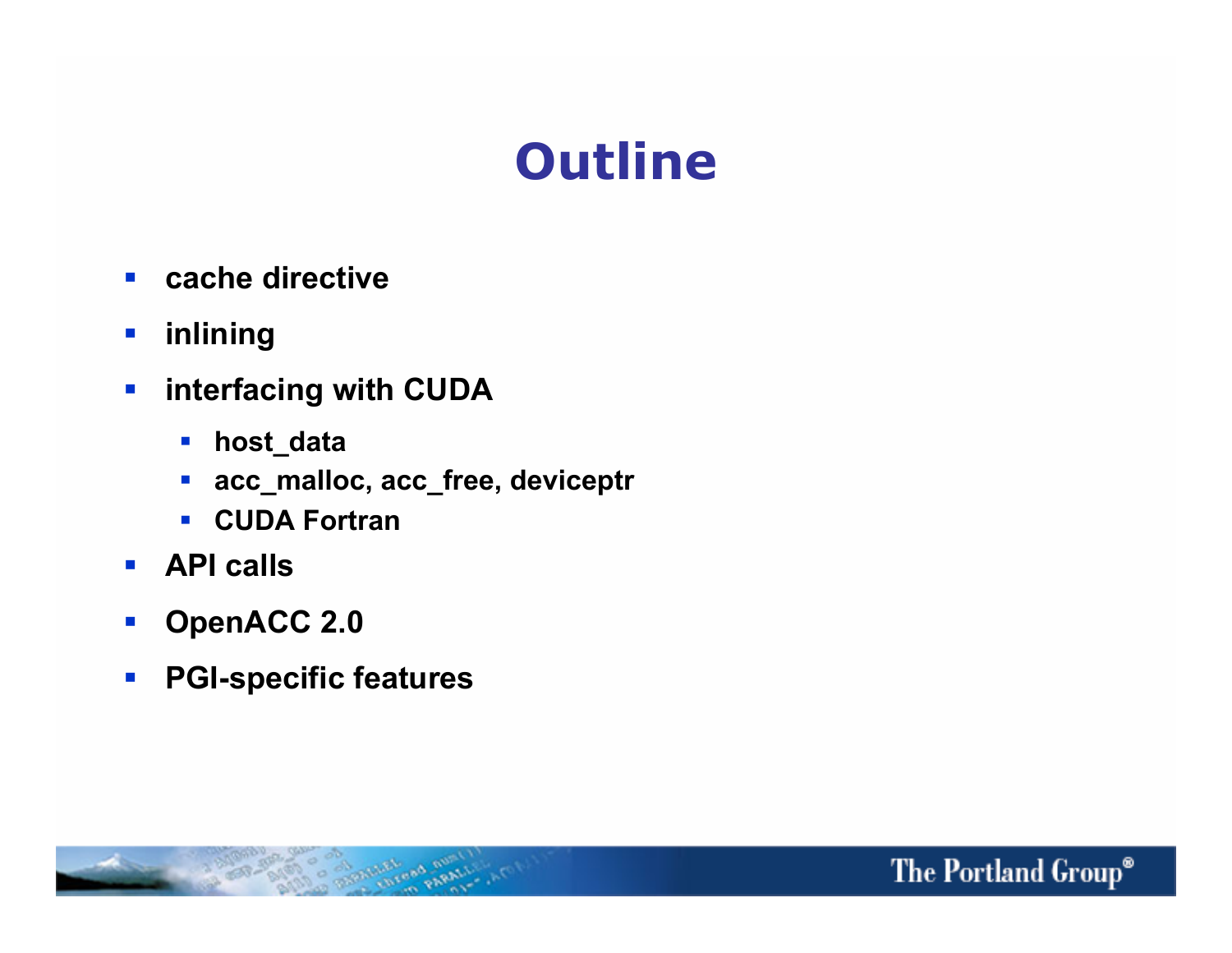# Outline

- cache directive
- inlining
- interfacing with CUDA
  - host_data
  - acc_malloc, acc_free, deviceptr
  - CUDA Fortran
- API calls
- OpenACC 2.0
- PGI-specific features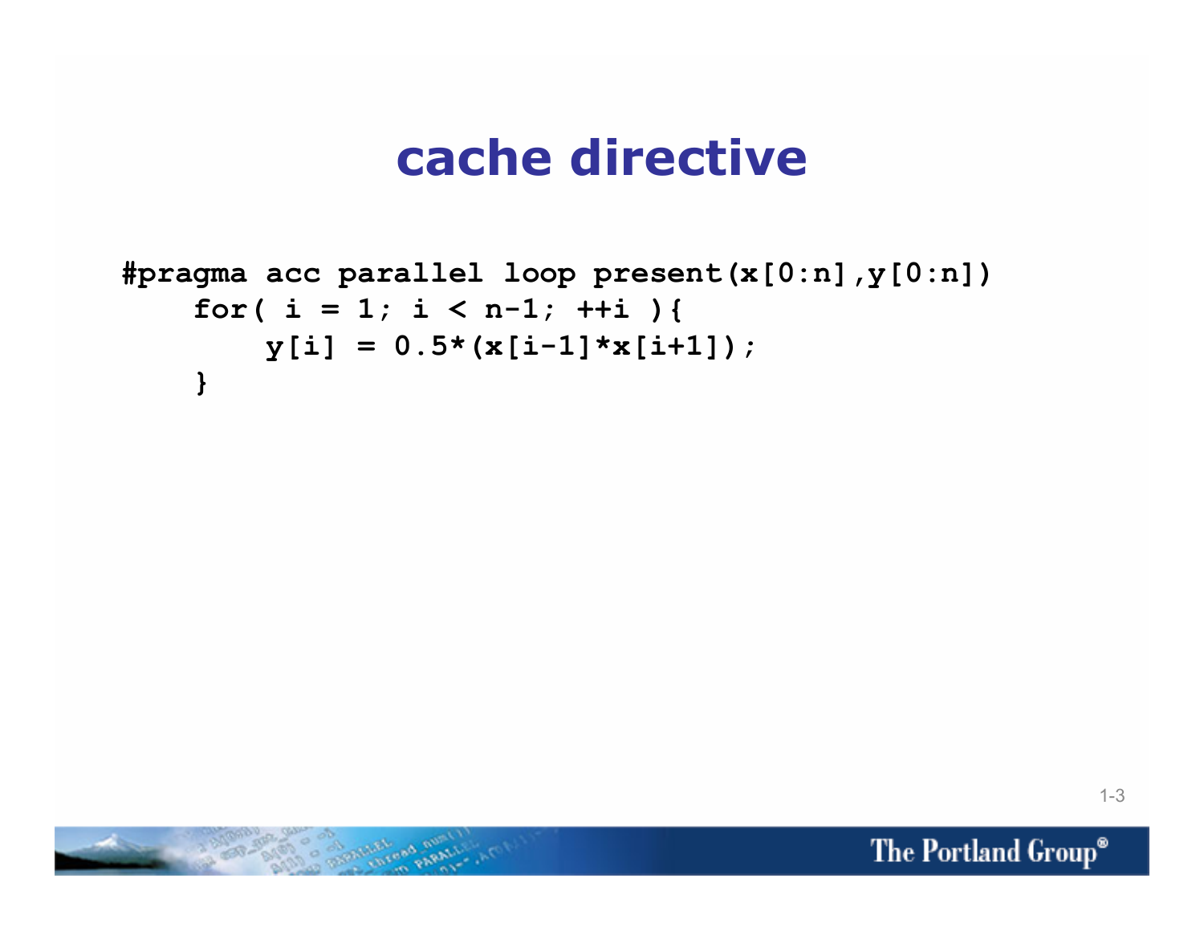# cache directive

```
#pragma acc parallel loop present(x[0:n],y[0:n])
    for( i = 1; i < n-1; ++i ){
        y[i] = 0.5*(x[i-1]*x[i+1]);
    }
```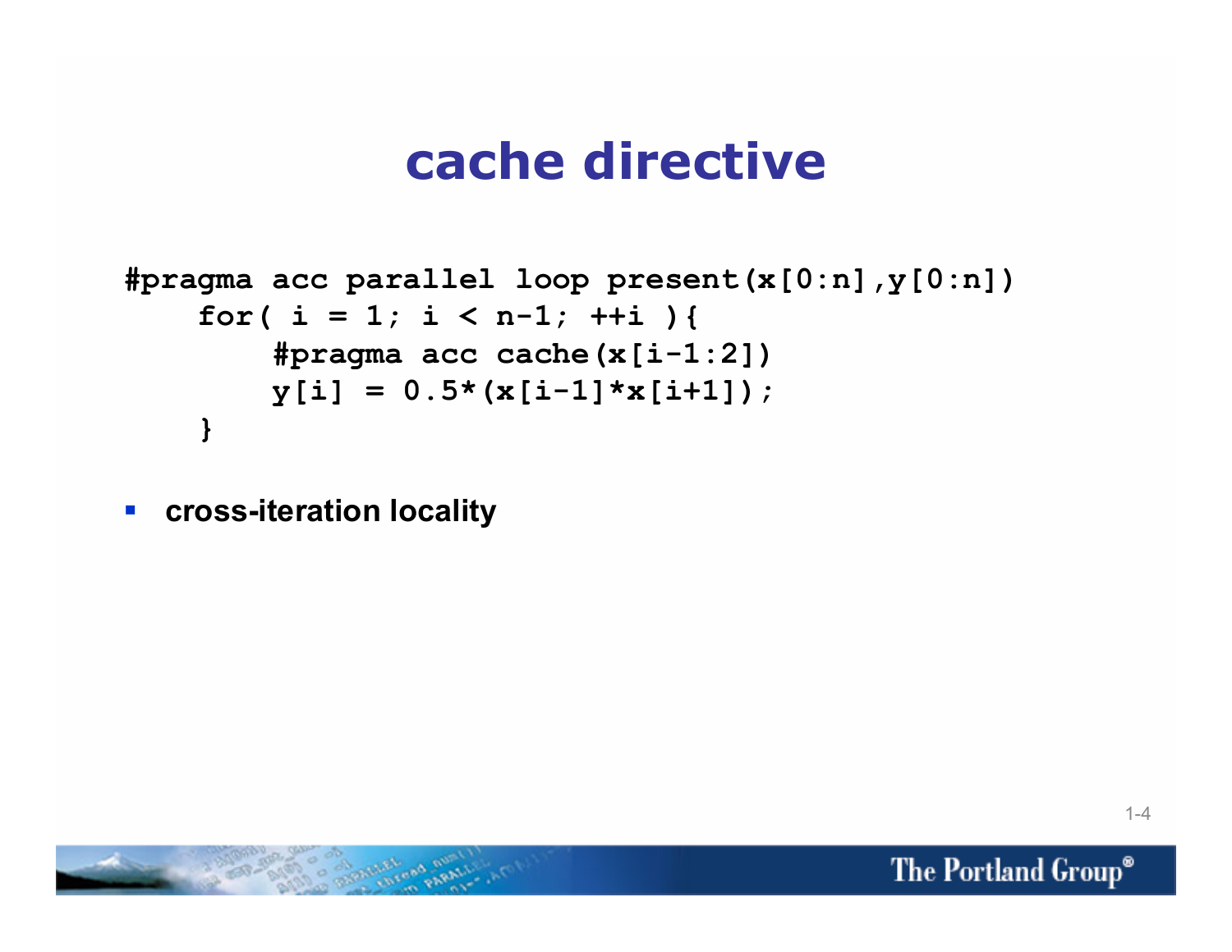# cache directive

```
#pragma acc parallel loop present(x[0:n],y[0:n])
    for( i = 1; i < n-1; ++i ){
        #pragma acc cache(x[i-1:2])
        y[i] = 0.5*(x[i-1]*x[i+1]);
    }
```

- **cross-iteration locality**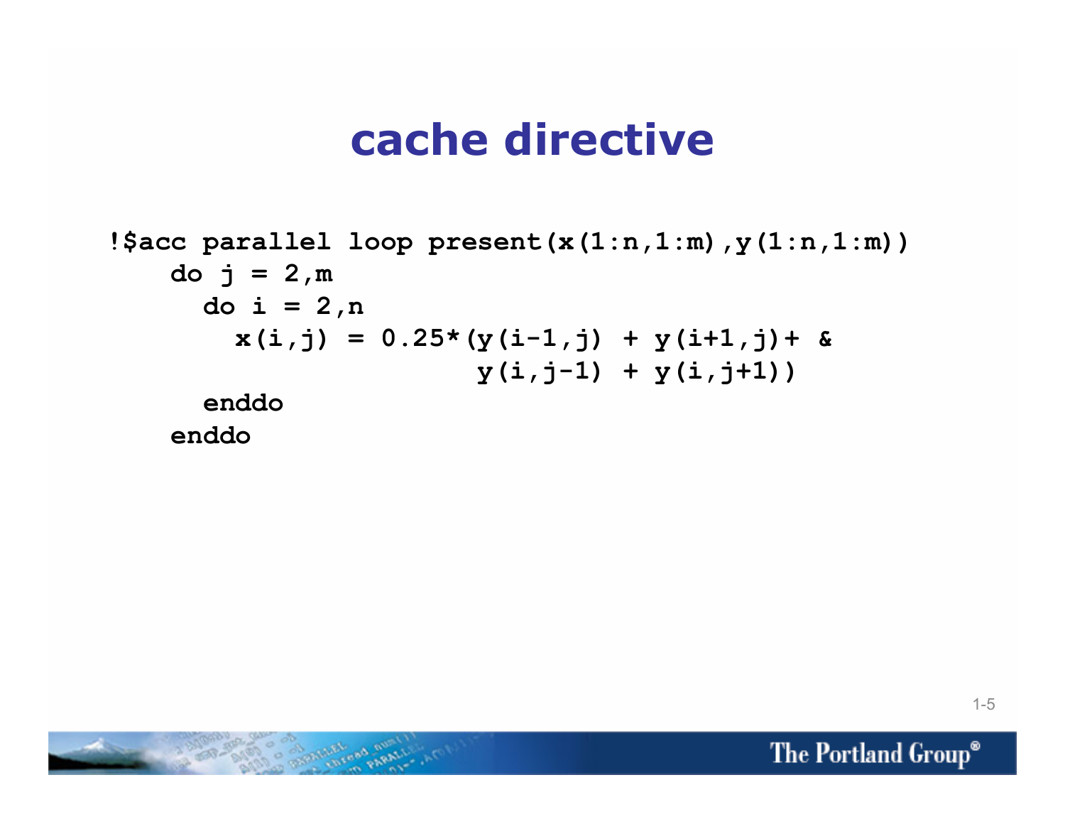# cache directive

```
!$acc parallel loop present(x(1:n,1:m),y(1:n,1:m))
    do j = 2,m
      do i = 2,n
        x(i,j) = 0.25*(y(i-1,j) + y(i+1,j)+ &
                       y(i,j-1) + y(i,j+1))
      enddo
    enddo
```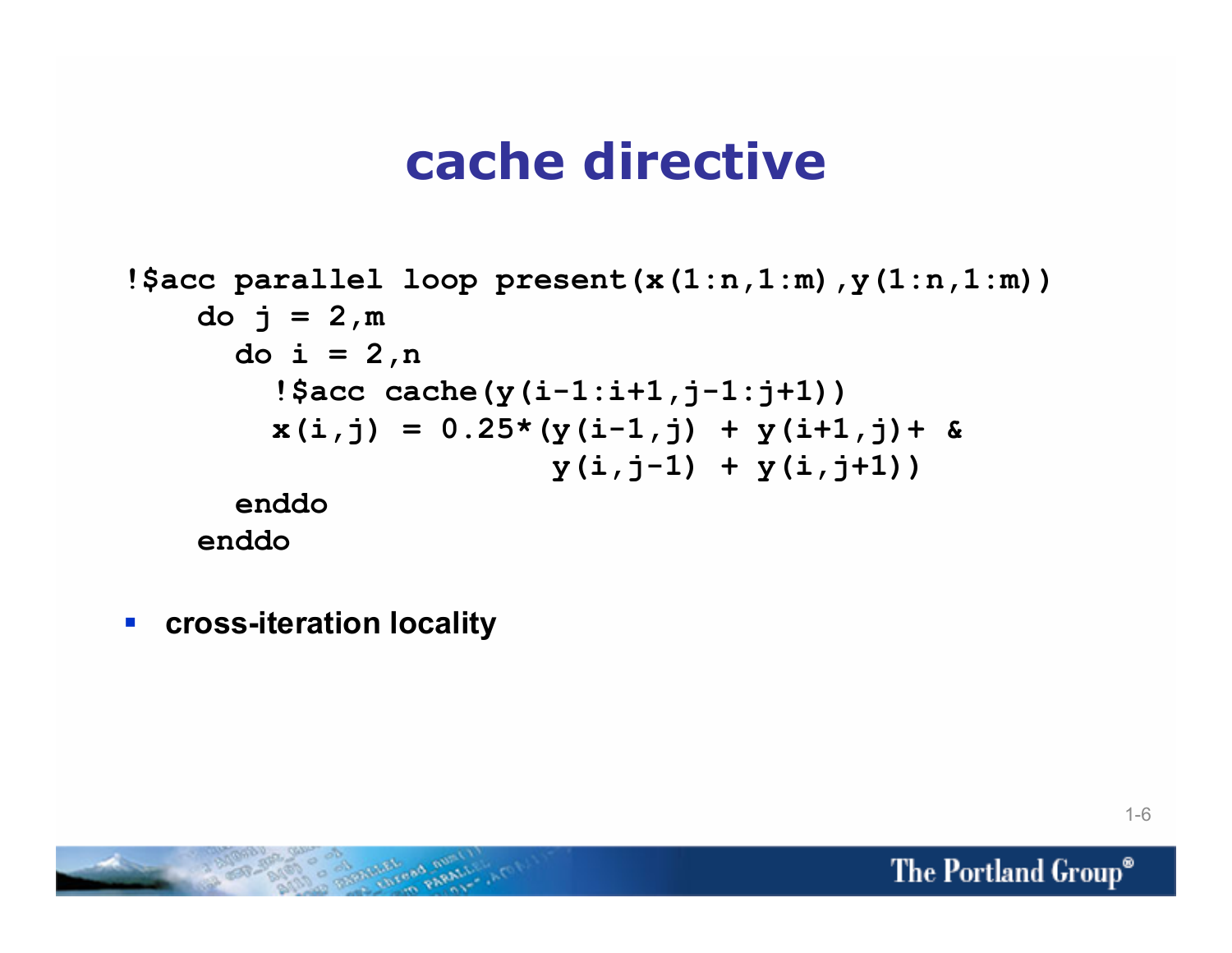# cache directive

```
!$acc parallel loop present(x(1:n,1:m),y(1:n,1:m))
    do j = 2,m
      do i = 2,n
        !$acc cache(y(i-1:i+1,j-1:j+1))
        x(i,j) = 0.25*(y(i-1,j) + y(i+1,j)+ &
                       y(i,j-1) + y(i,j+1))
      enddo
    enddo
```

- cross-iteration locality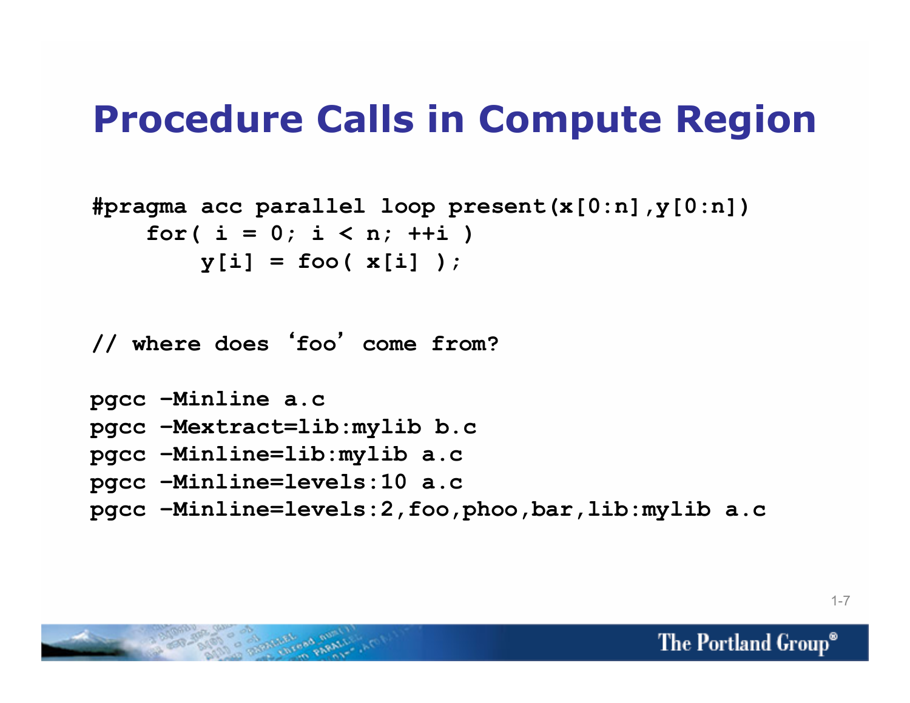# Procedure Calls in Compute Region

```
#pragma acc parallel loop present(x[0:n],y[0:n])
    for( i = 0; i < n; ++i )
        y[i] = foo( x[i] );


// where does 'foo' come from?

pgcc –Minline a.c
pgcc –Mextract=lib:mylib b.c
pgcc –Minline=lib:mylib a.c
pgcc –Minline=levels:10 a.c
pgcc –Minline=levels:2,foo,phoo,bar,lib:mylib a.c
```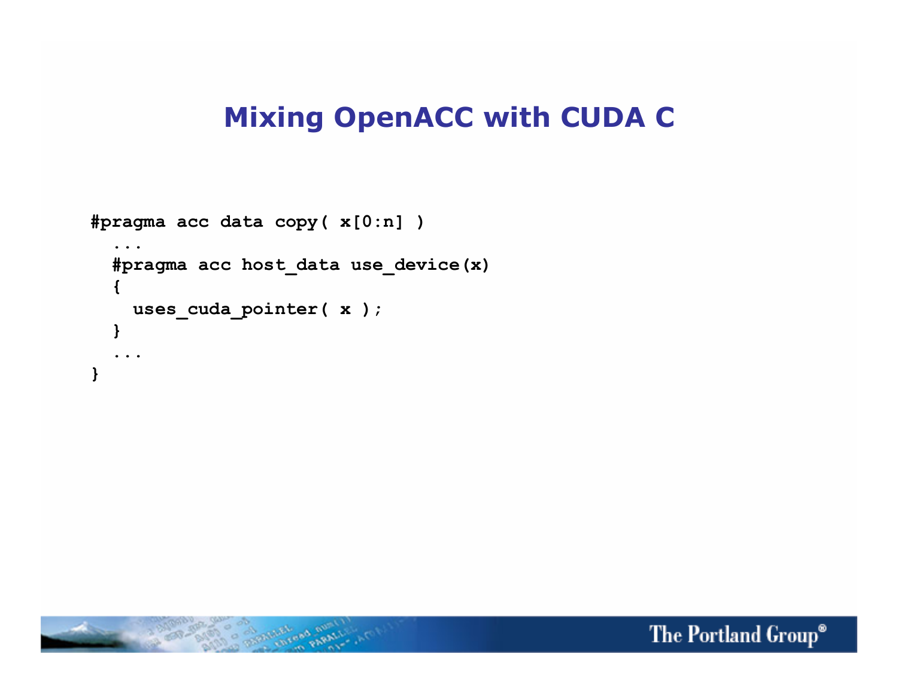# Mixing OpenACC with CUDA C

```
#pragma acc data copy( x[0:n] )
  ...
  #pragma acc host_data use_device(x)
  {
    uses_cuda_pointer( x );
  }
  ...
}
```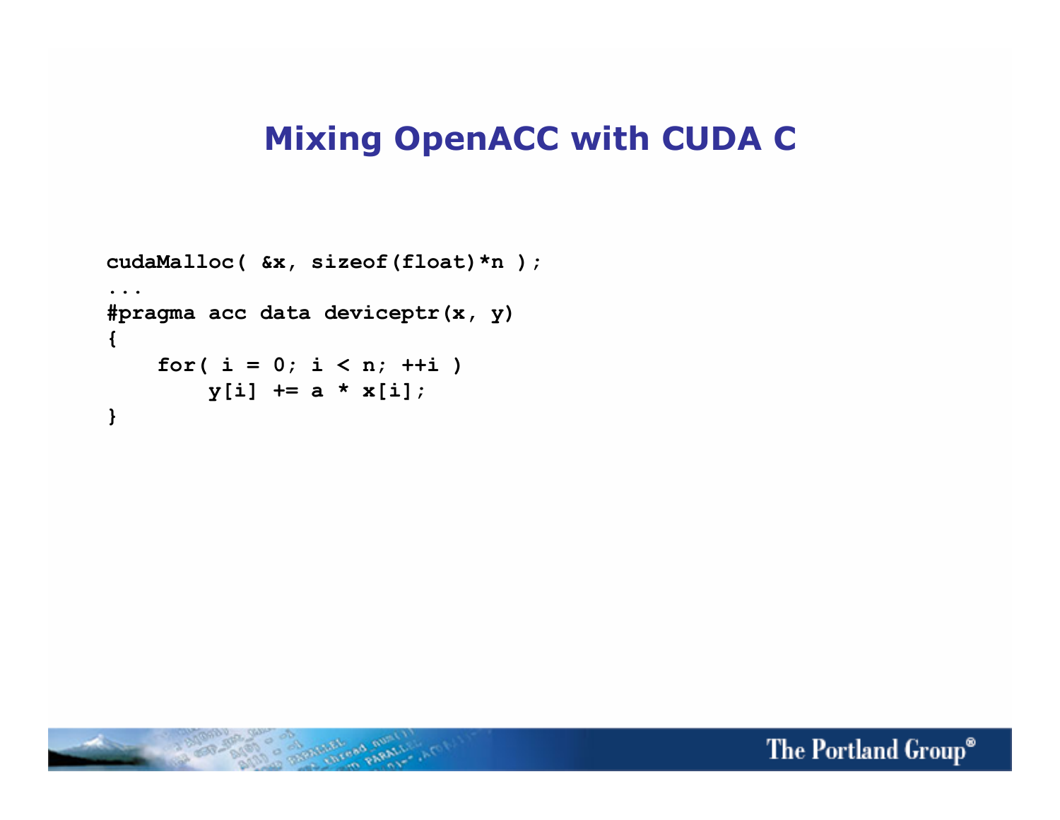# Mixing OpenACC with CUDA C

```
cudaMalloc( &x, sizeof(float)*n );
...
#pragma acc data deviceptr(x, y)
{
    for( i = 0; i < n; ++i )
        y[i] += a * x[i];
}
```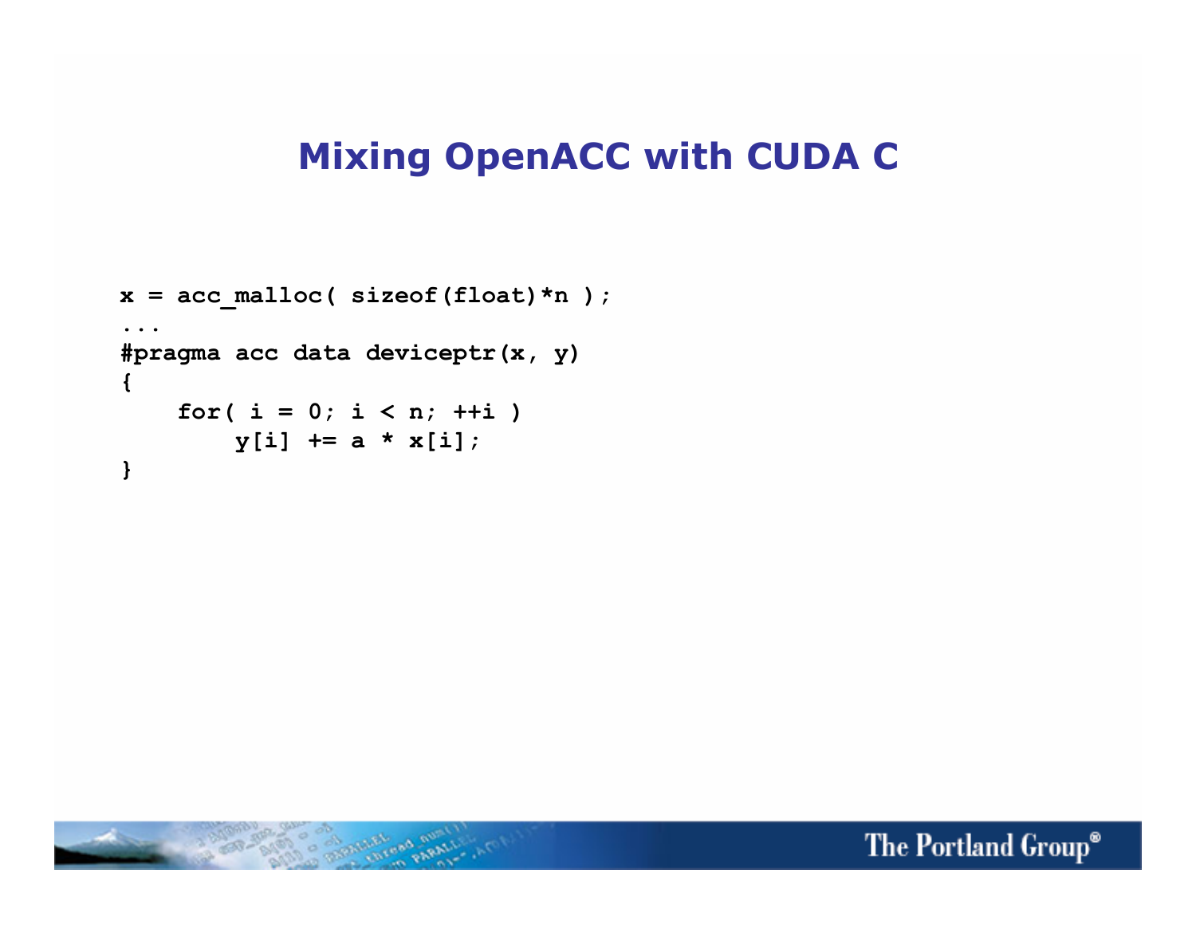# Mixing OpenACC with CUDA C

```
x = acc_malloc( sizeof(float)*n );
...
#pragma acc data deviceptr(x, y)
{
    for( i = 0; i < n; ++i )
        y[i] += a * x[i];
}
```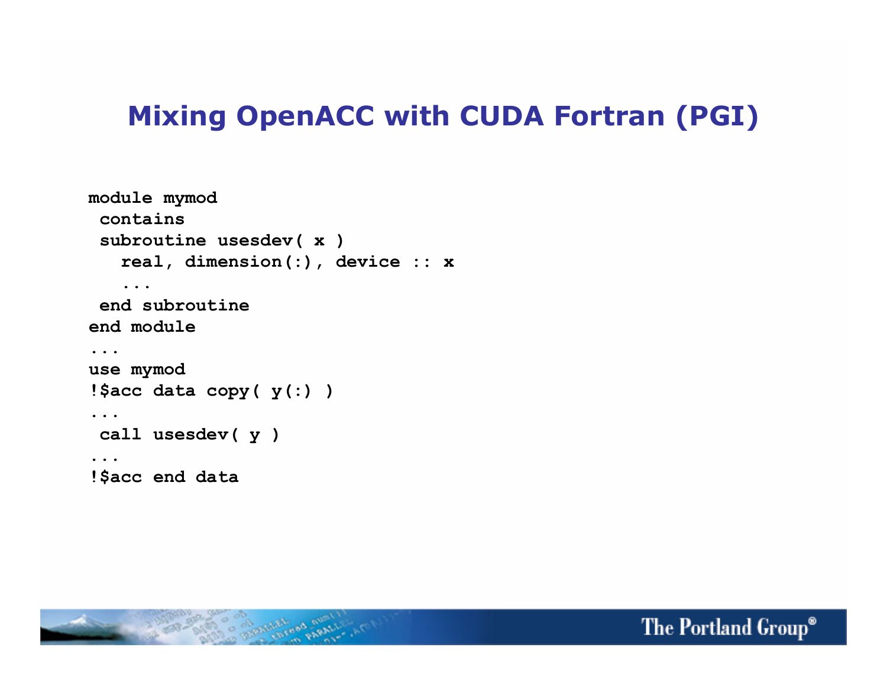# Mixing OpenACC with CUDA Fortran (PGI)

```
module mymod
 contains
 subroutine usesdev( x )
   real, dimension(:), device :: x
   ...
 end subroutine
end module
...
use mymod
!$acc data copy( y(:) )
...
 call usesdev( y )
...
!$acc end data
```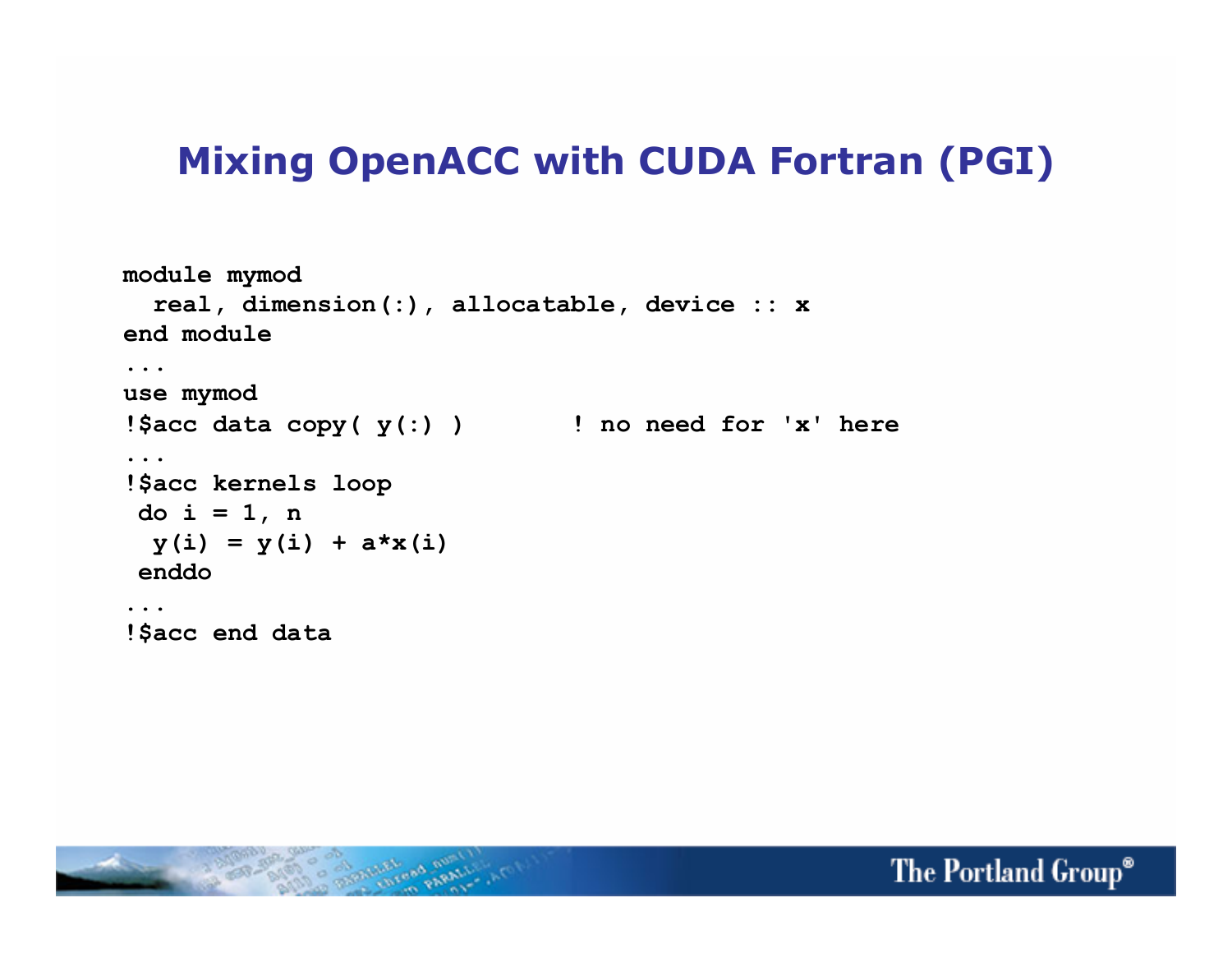# Mixing OpenACC with CUDA Fortran (PGI)

```
module mymod
  real, dimension(:), allocatable, device :: x
end module
...
use mymod
!$acc data copy( y(:) )       ! no need for 'x' here
...
!$acc kernels loop
 do i = 1, n
  y(i) = y(i) + a*x(i)
 enddo
...
!$acc end data
```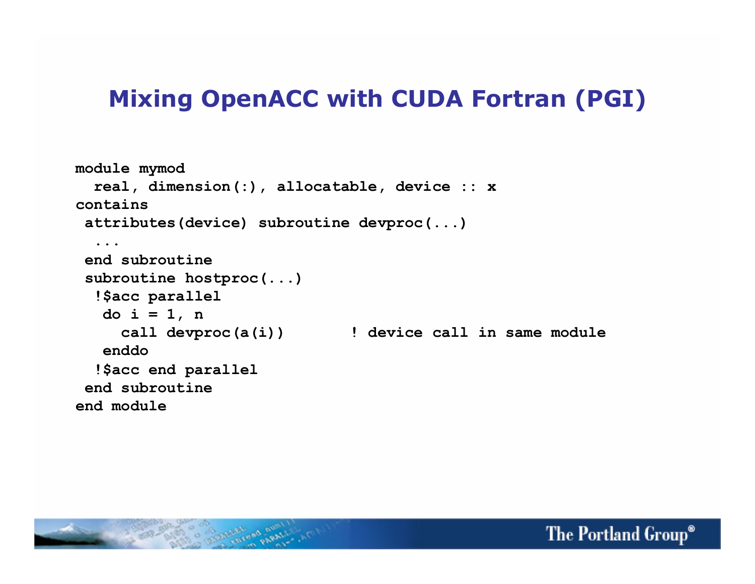# Mixing OpenACC with CUDA Fortran (PGI)

```
module mymod
  real, dimension(:), allocatable, device :: x
contains
 attributes(device) subroutine devproc(...)
  ...
 end subroutine
 subroutine hostproc(...)
  !$acc parallel
   do i = 1, n
     call devproc(a(i))        ! device call in same module
   enddo
  !$acc end parallel
 end subroutine
end module
```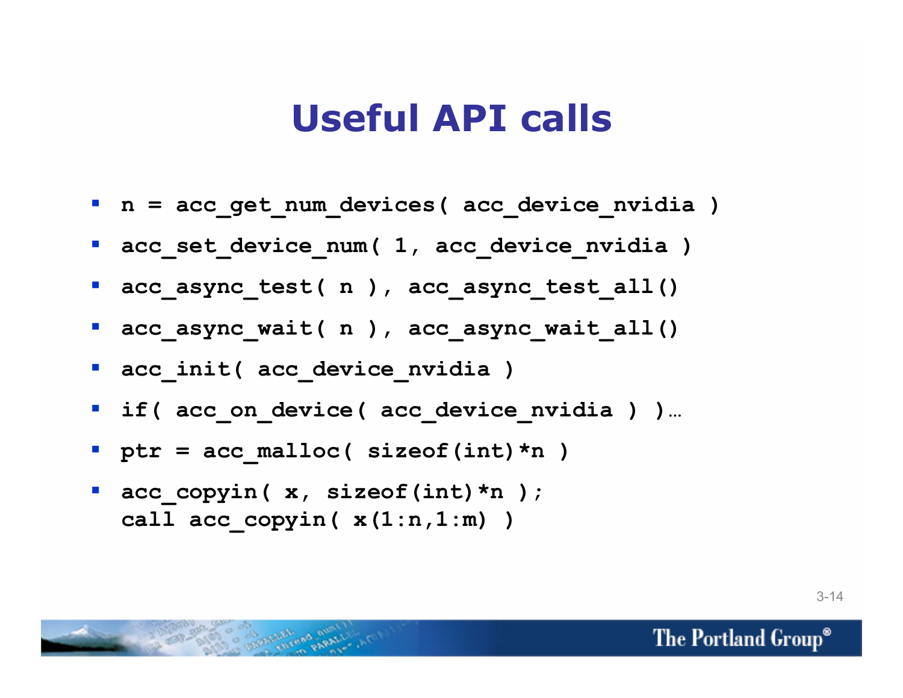# Useful API calls

- `n = acc_get_num_devices( acc_device_nvidia )`
- `acc_set_device_num( 1, acc_device_nvidia )`
- `acc_async_test( n ), acc_async_test_all()`
- `acc_async_wait( n ), acc_async_wait_all()`
- `acc_init( acc_device_nvidia )`
- `if( acc_on_device( acc_device_nvidia ) )…`
- `ptr = acc_malloc( sizeof(int)*n )`
- `acc_copyin( x, sizeof(int)*n );`  
  `call acc_copyin( x(1:n,1:m) )`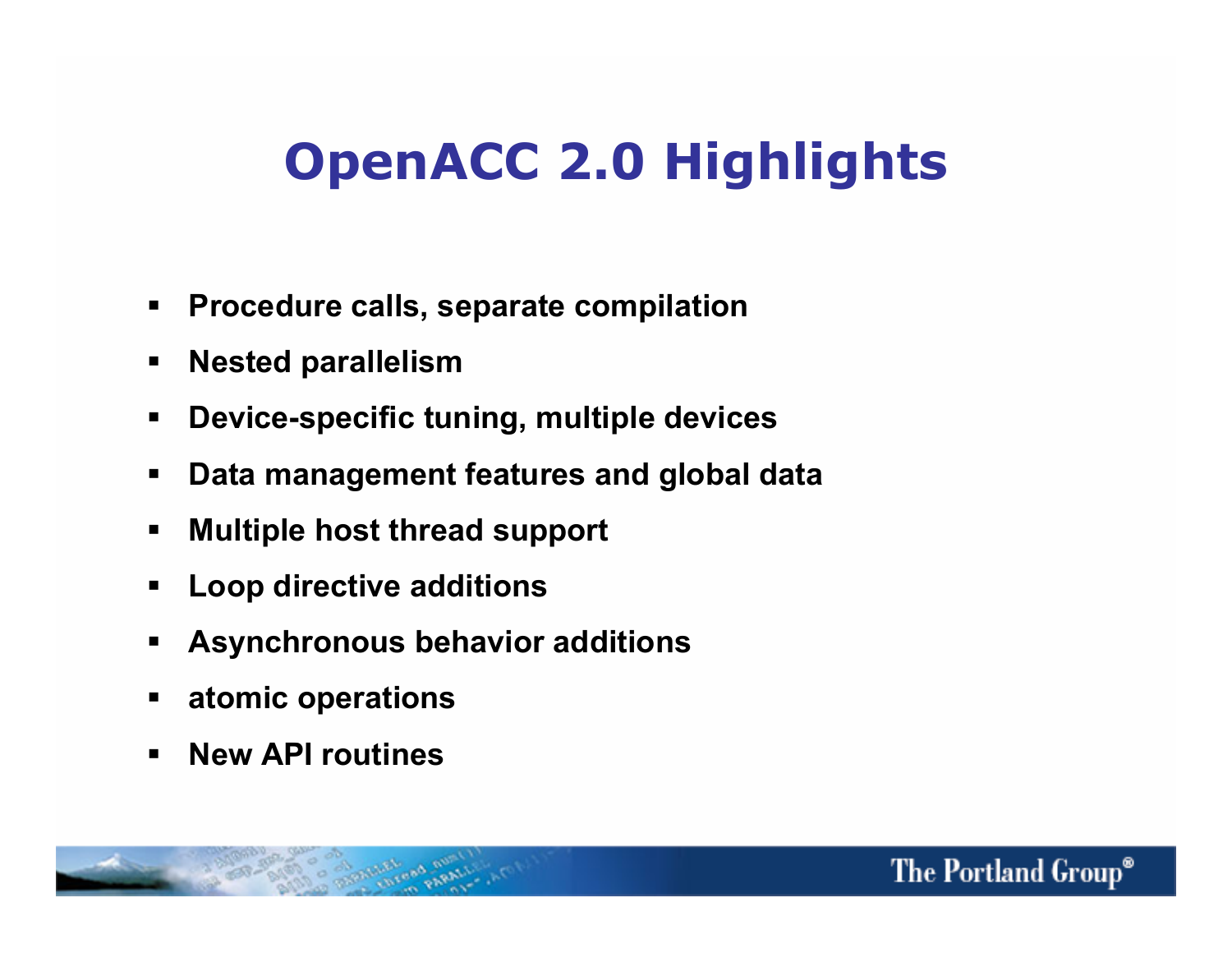# OpenACC 2.0 Highlights

- **Procedure calls, separate compilation**
- **Nested parallelism**
- **Device-specific tuning, multiple devices**
- **Data management features and global data**
- **Multiple host thread support**
- **Loop directive additions**
- **Asynchronous behavior additions**
- **atomic operations**
- **New API routines**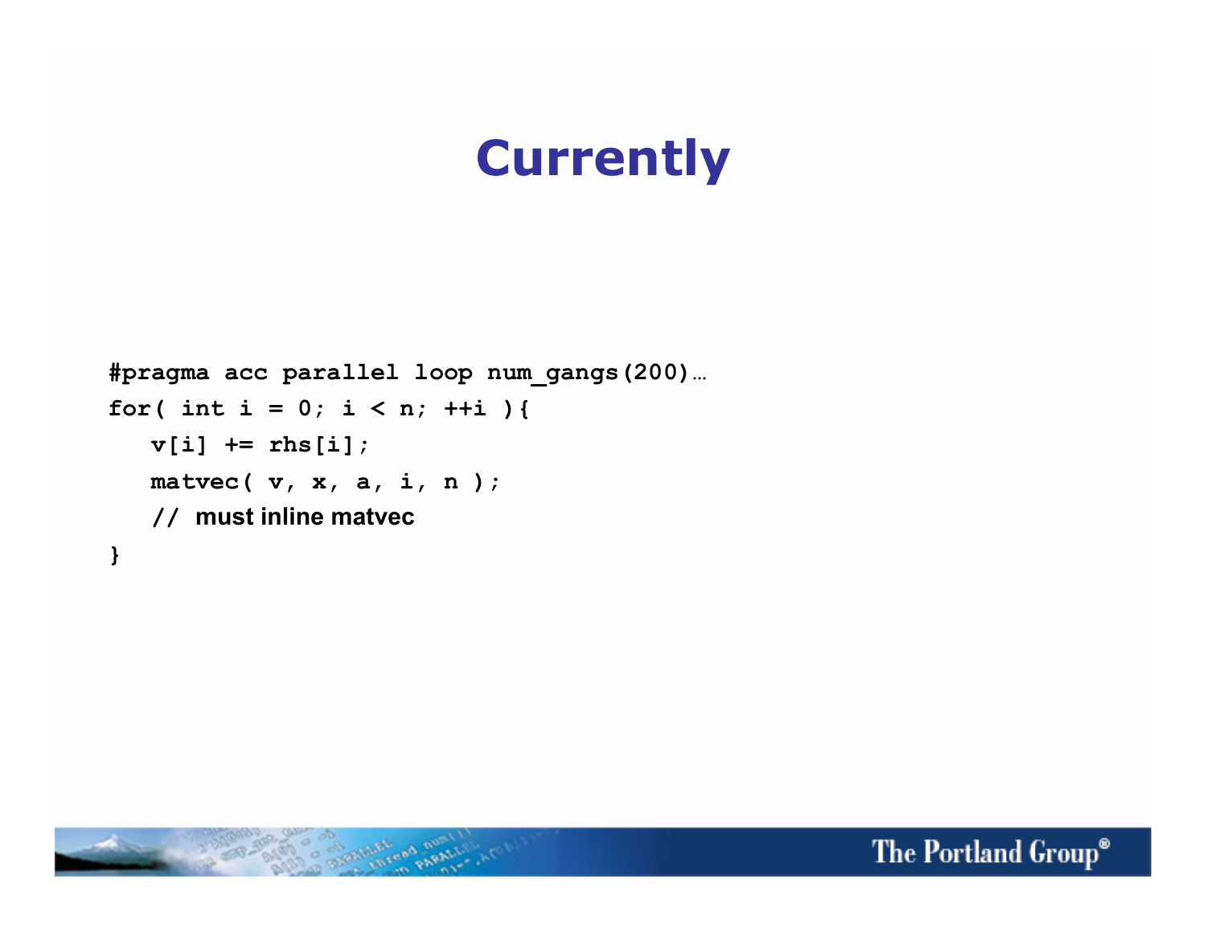# Currently

```
#pragma acc parallel loop num_gangs(200)…
for( int i = 0; i < n; ++i ){
   v[i] += rhs[i];
   matvec( v, x, a, i, n );
   // must inline matvec
}
```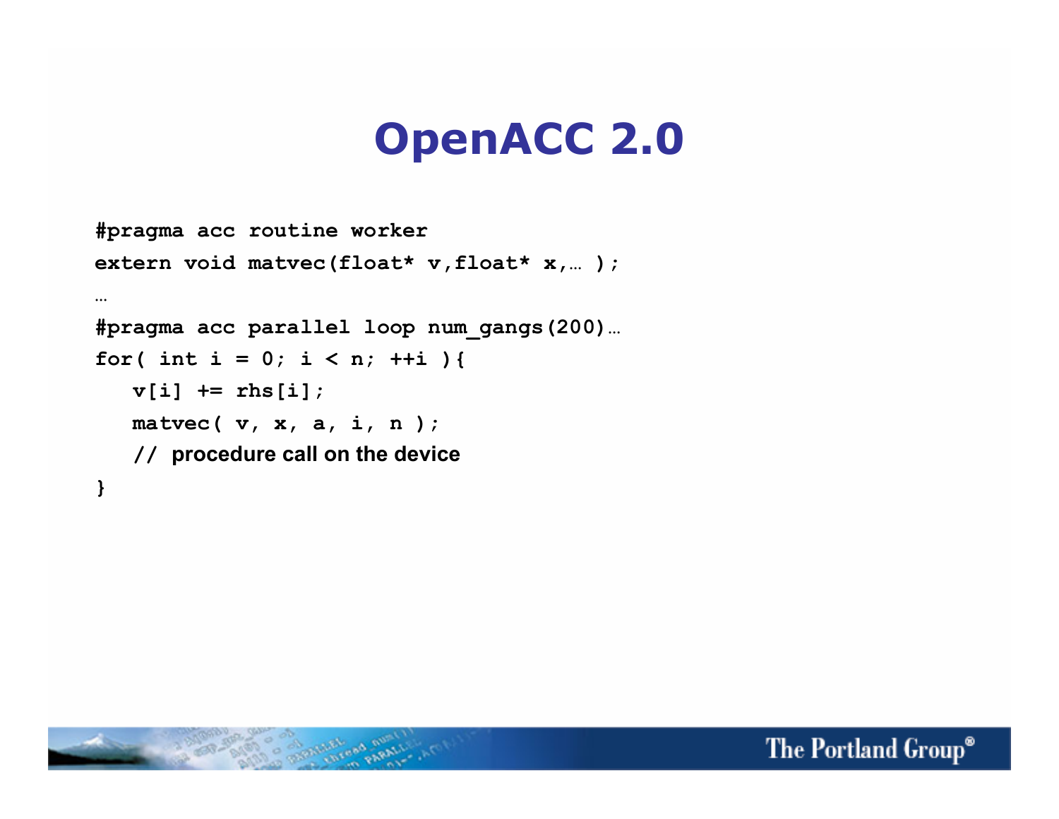# OpenACC 2.0

```
#pragma acc routine worker
extern void matvec(float* v,float* x,… );
…
#pragma acc parallel loop num_gangs(200)…
for( int i = 0; i < n; ++i ){
   v[i] += rhs[i];
   matvec( v, x, a, i, n );
   // procedure call on the device
}
```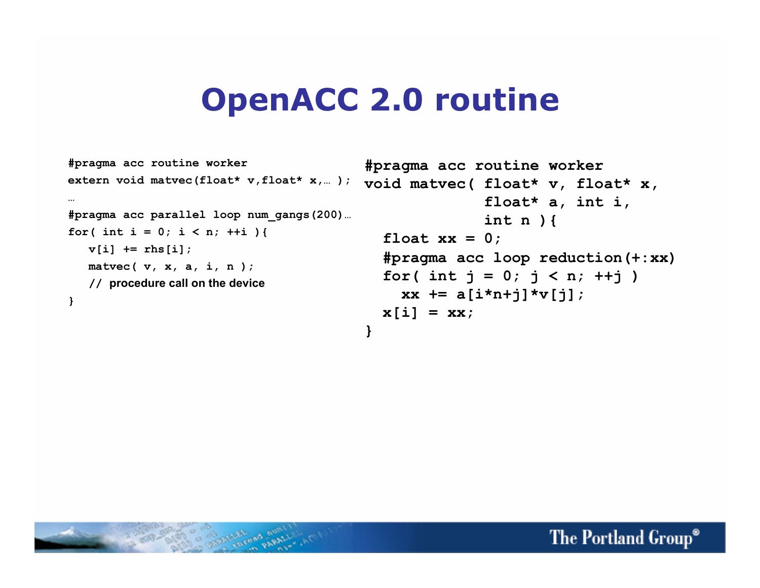# OpenACC 2.0 routine

```
#pragma acc routine worker
extern void matvec(float* v,float* x,… );
…
#pragma acc parallel loop num_gangs(200)…
for( int i = 0; i < n; ++i ){
   v[i] += rhs[i];
   matvec( v, x, a, i, n );
   // procedure call on the device
}
```

```
#pragma acc routine worker
void matvec( float* v, float* x,
             float* a, int i,
             int n ){
  float xx = 0;
  #pragma acc loop reduction(+:xx)
  for( int j = 0; j < n; ++j )
    xx += a[i*n+j]*v[j];
  x[i] = xx;
}
```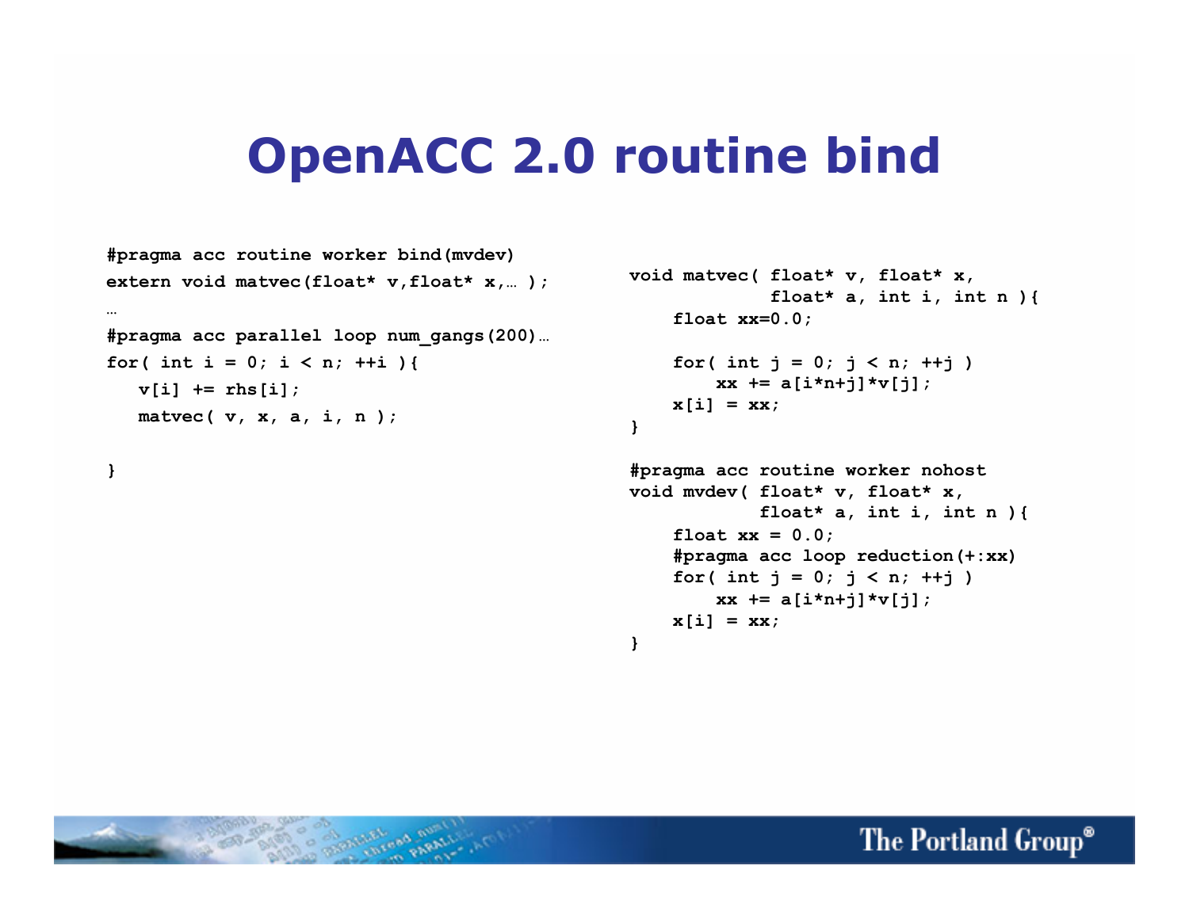# OpenACC 2.0 routine bind

```
#pragma acc routine worker bind(mvdev)
extern void matvec(float* v,float* x,… );
…
#pragma acc parallel loop num_gangs(200)…
for( int i = 0; i < n; ++i ){
   v[i] += rhs[i];
   matvec( v, x, a, i, n );

}
```

```
void matvec( float* v, float* x,
             float* a, int i, int n ){
    float xx=0.0;

    for( int j = 0; j < n; ++j )
        xx += a[i*n+j]*v[j];
    x[i] = xx;
}

#pragma acc routine worker nohost
void mvdev( float* v, float* x,
            float* a, int i, int n ){
    float xx = 0.0;
    #pragma acc loop reduction(+:xx)
    for( int j = 0; j < n; ++j )
        xx += a[i*n+j]*v[j];
    x[i] = xx;
}
```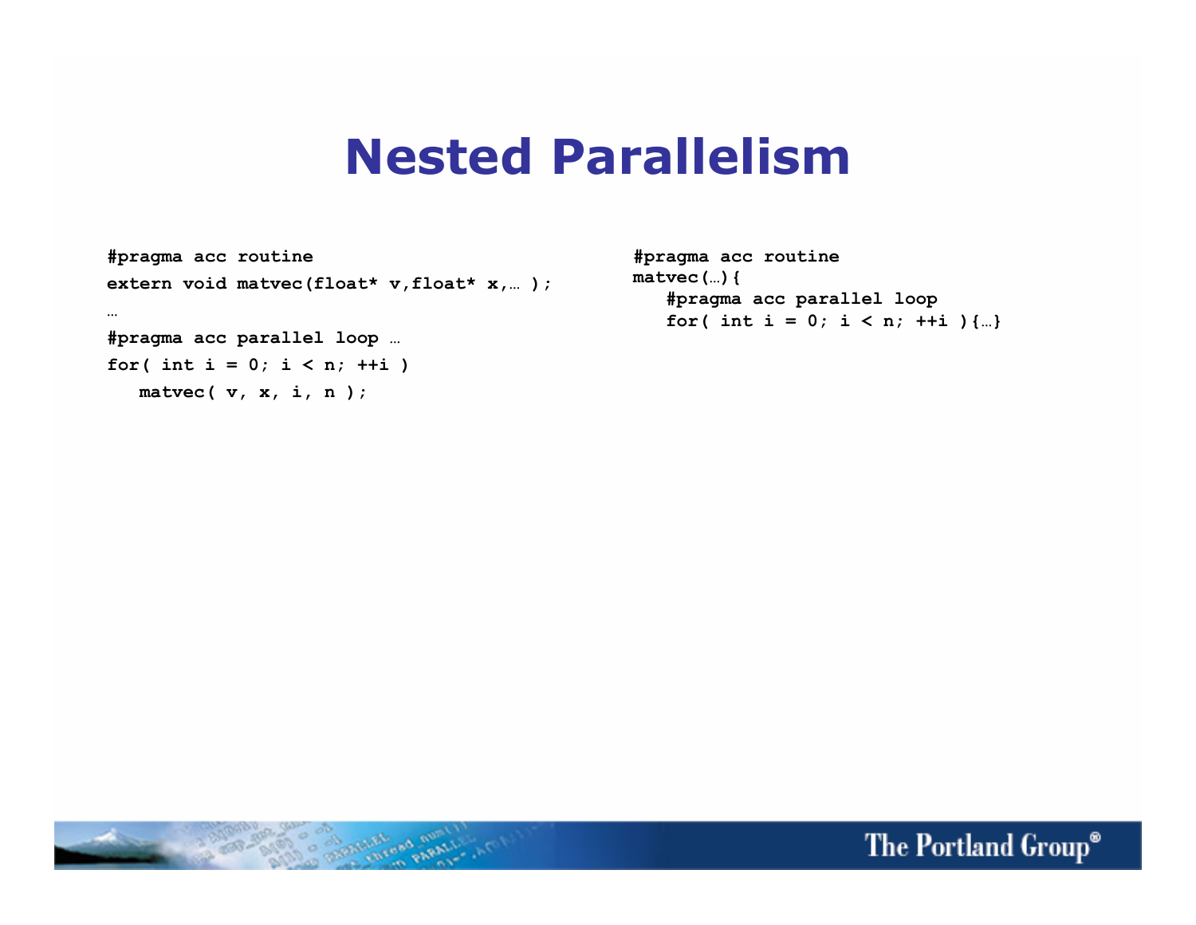# Nested Parallelism

```
#pragma acc routine
extern void matvec(float* v,float* x,… );
…
#pragma acc parallel loop …
for( int i = 0; i < n; ++i )
   matvec( v, x, i, n );
```

```
#pragma acc routine
matvec(…){
   #pragma acc parallel loop
   for( int i = 0; i < n; ++i ){…}
```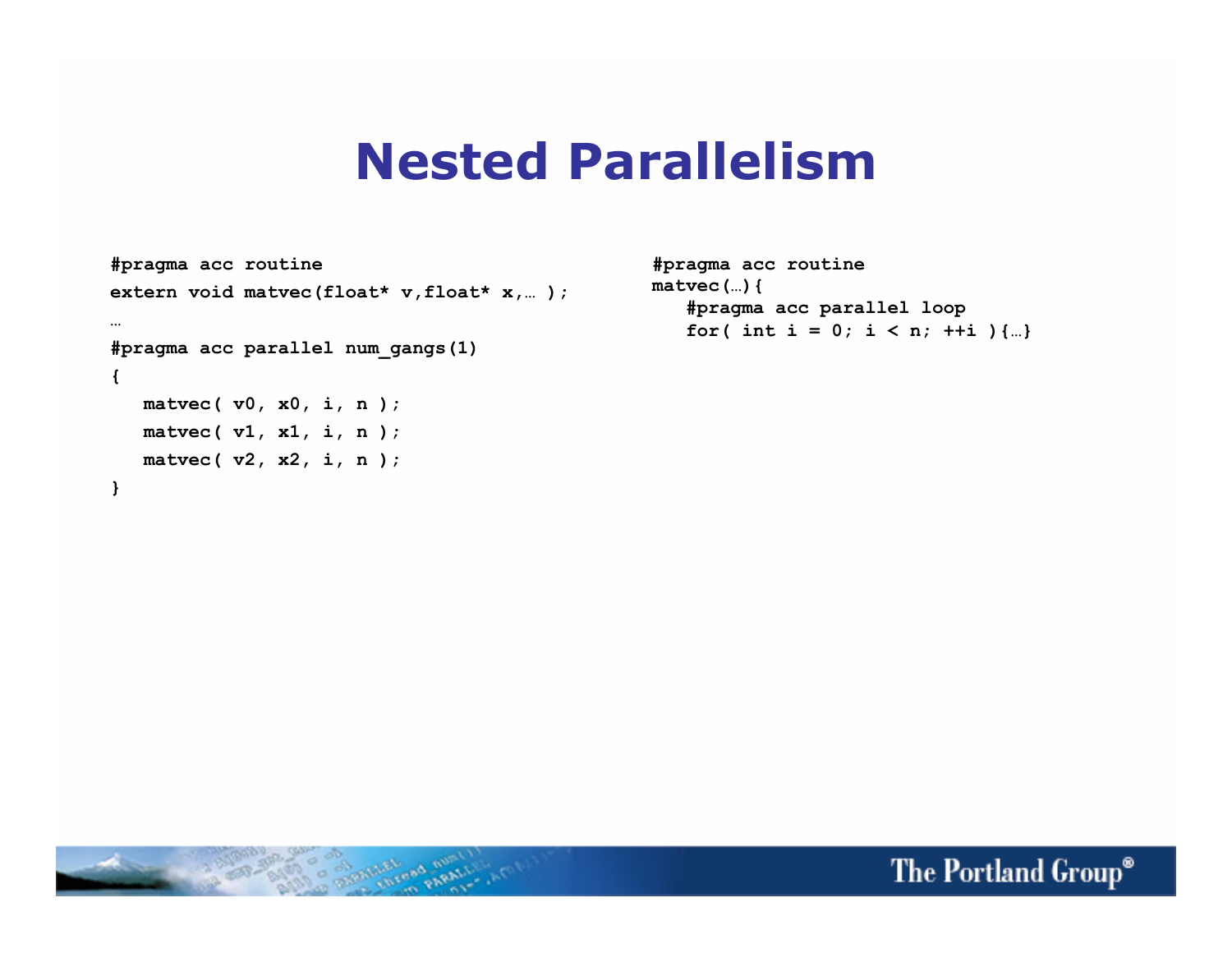# Nested Parallelism

```
#pragma acc routine
extern void matvec(float* v,float* x,… );
…
#pragma acc parallel num_gangs(1)
{
   matvec( v0, x0, i, n );
   matvec( v1, x1, i, n );
   matvec( v2, x2, i, n );
}
```

```
#pragma acc routine
matvec(…){
   #pragma acc parallel loop
   for( int i = 0; i < n; ++i ){…}
```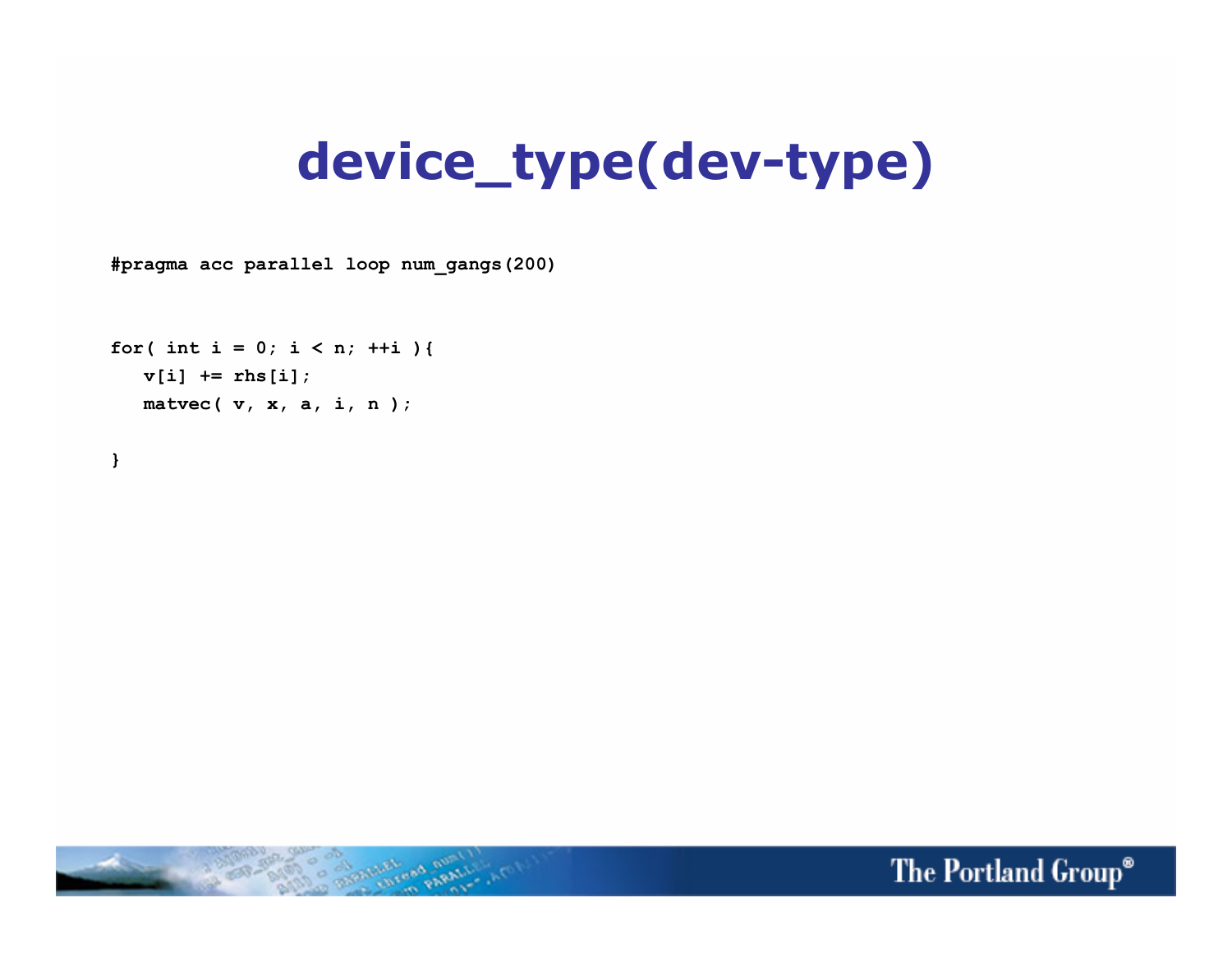# device_type(dev-type)

```
#pragma acc parallel loop num_gangs(200)


for( int i = 0; i < n; ++i ){
   v[i] += rhs[i];
   matvec( v, x, a, i, n );

}
```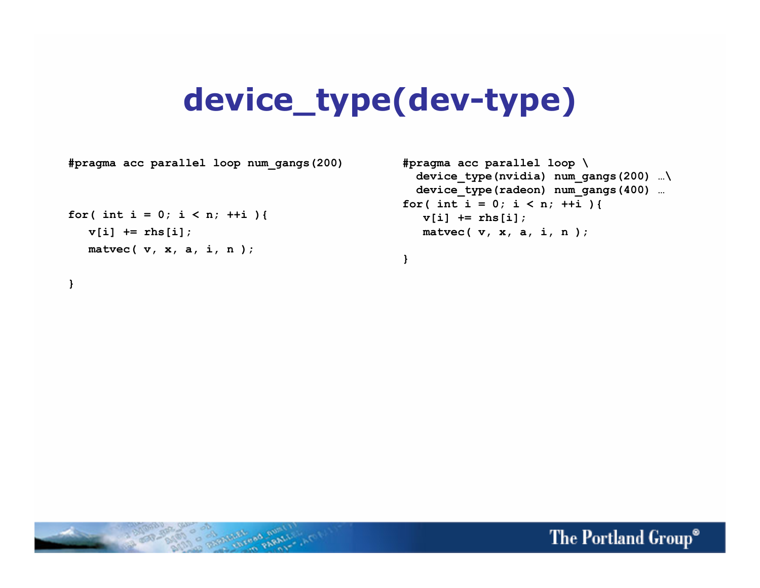# device_type(dev-type)

```
#pragma acc parallel loop num_gangs(200)


for( int i = 0; i < n; ++i ){
   v[i] += rhs[i];
   matvec( v, x, a, i, n );

}
```

```
#pragma acc parallel loop \
  device_type(nvidia) num_gangs(200) …\
  device_type(radeon) num_gangs(400) …
for( int i = 0; i < n; ++i ){
   v[i] += rhs[i];
   matvec( v, x, a, i, n );

}
```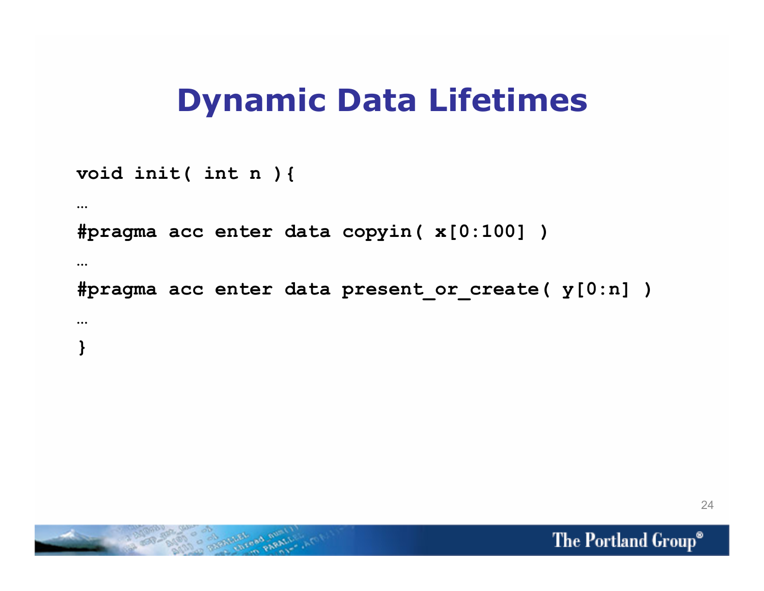# Dynamic Data Lifetimes

```
void init( int n ){
…
#pragma acc enter data copyin( x[0:100] )
…
#pragma acc enter data present_or_create( y[0:n] )
…
}
```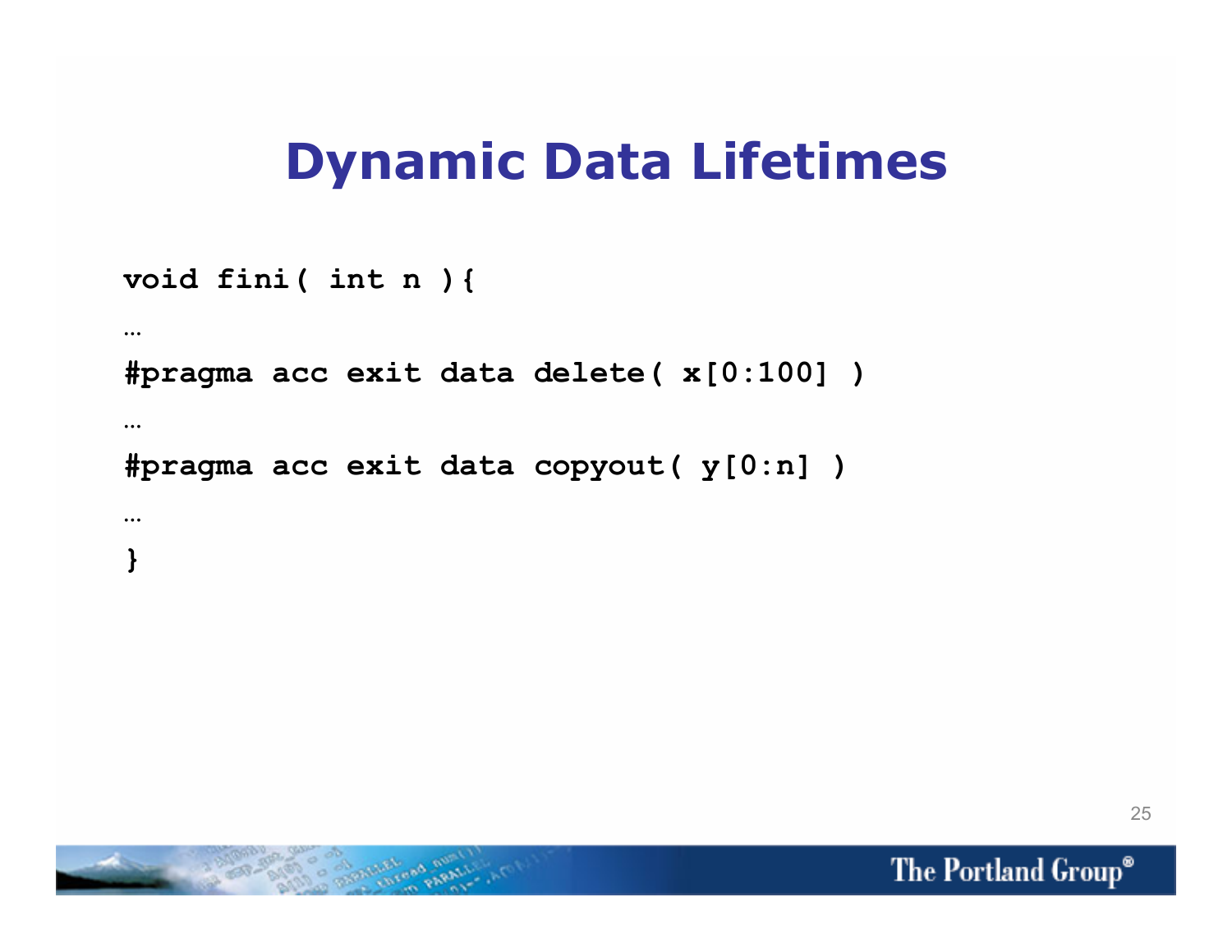# Dynamic Data Lifetimes

```
void fini( int n ){
…
#pragma acc exit data delete( x[0:100] )
…
#pragma acc exit data copyout( y[0:n] )
…
}
```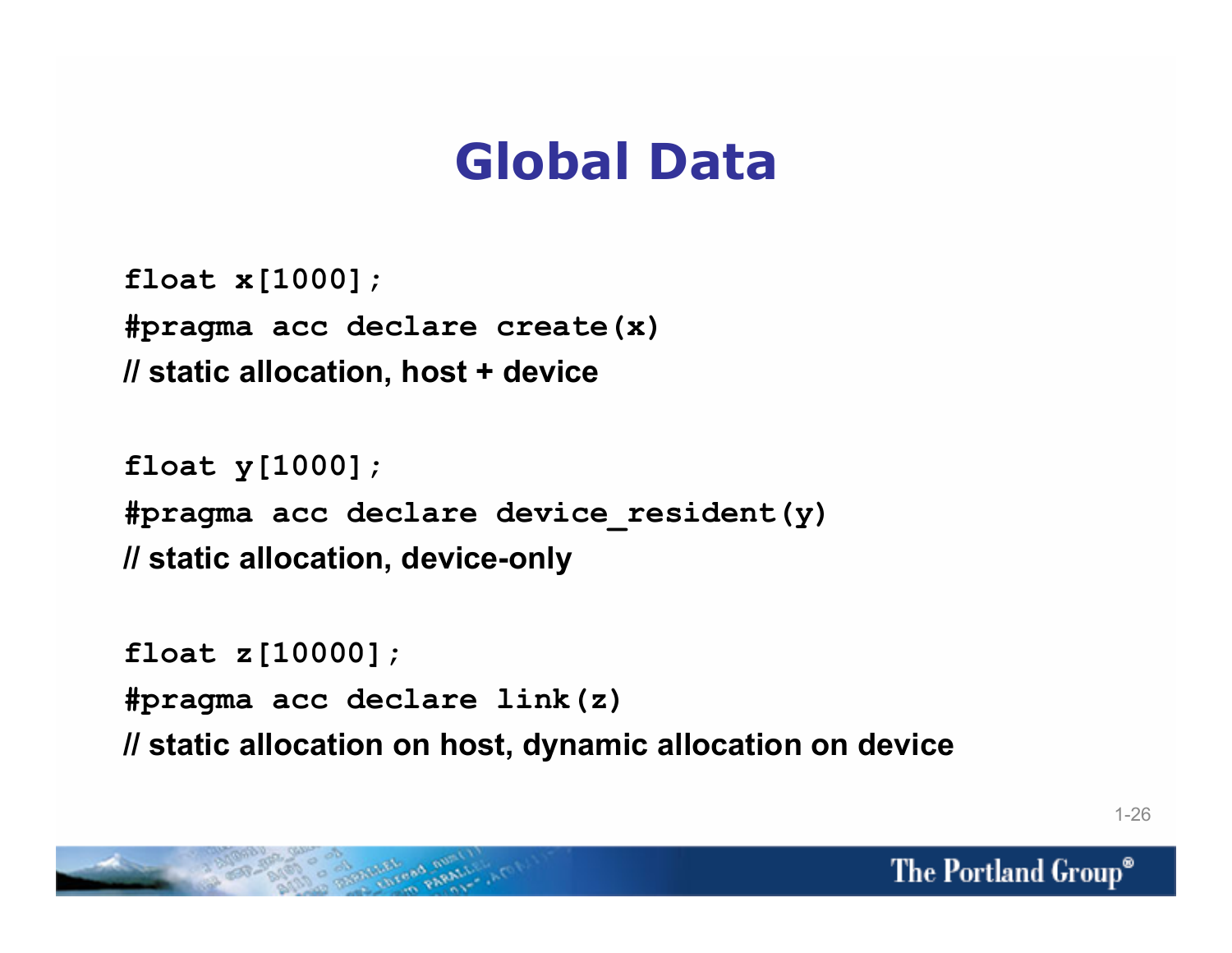# Global Data

```
float x[1000];
#pragma acc declare create(x)
// static allocation, host + device

float y[1000];
#pragma acc declare device_resident(y)
// static allocation, device-only

float z[10000];
#pragma acc declare link(z)
// static allocation on host, dynamic allocation on device
```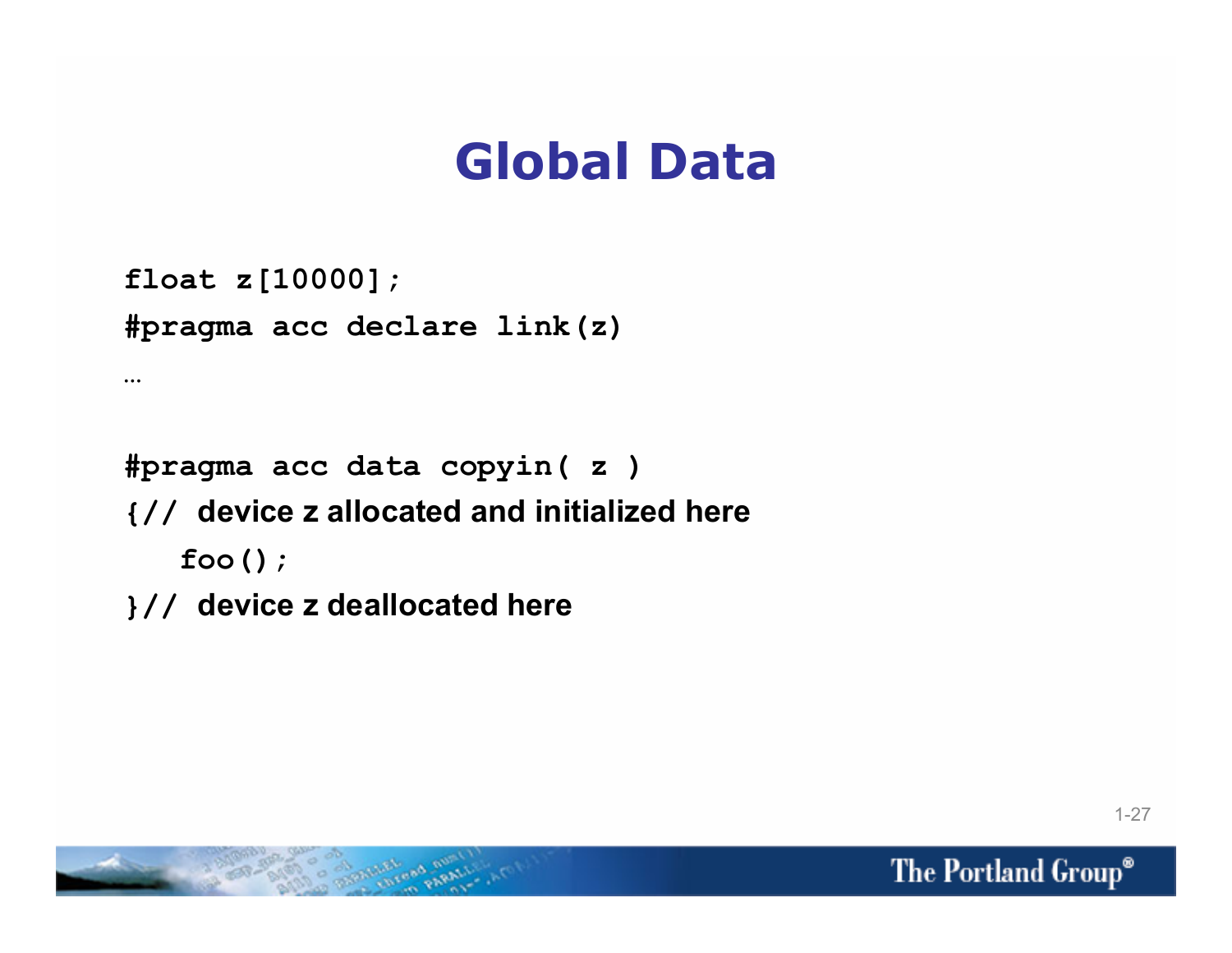# Global Data

```
float z[10000];
#pragma acc declare link(z)
…

#pragma acc data copyin( z )
{// device z allocated and initialized here
   foo();
}// device z deallocated here
```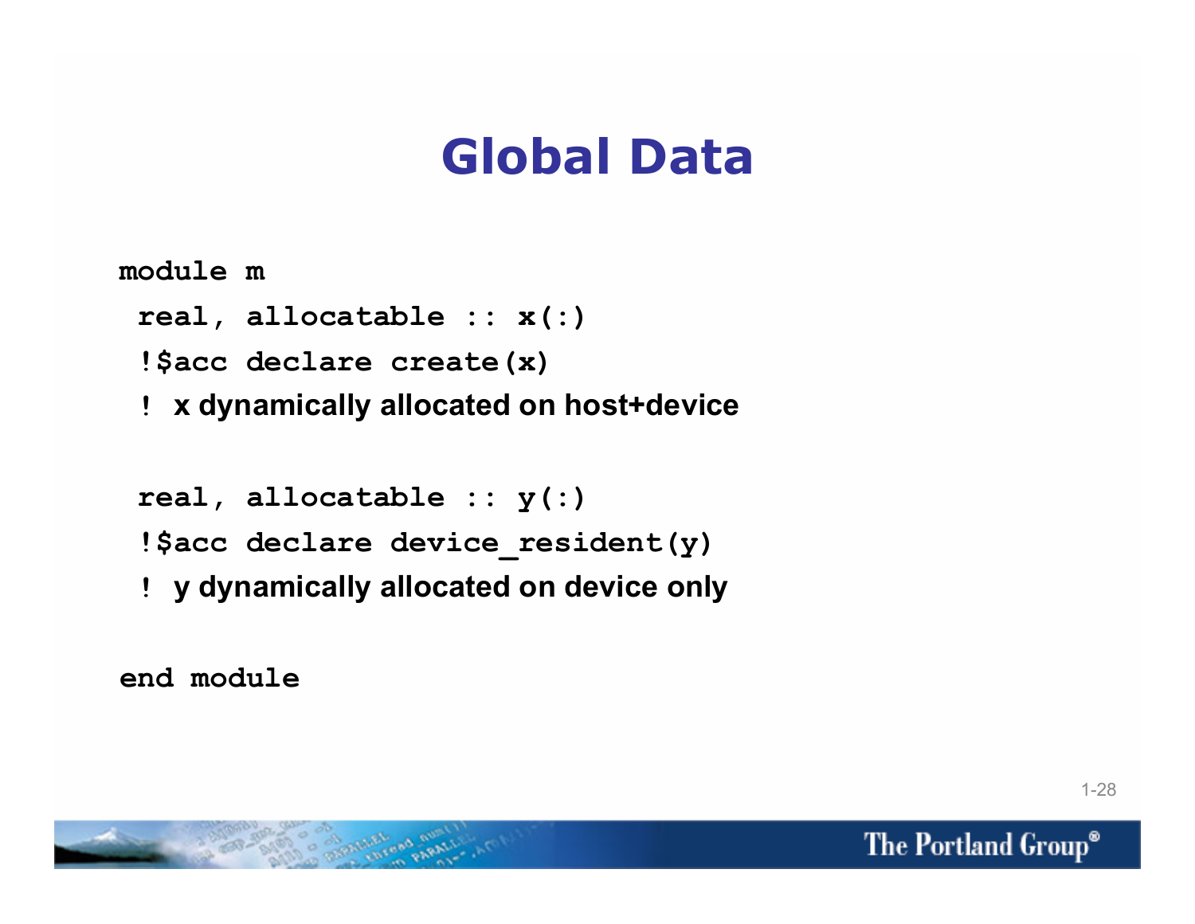# Global Data

```
module m
 real, allocatable :: x(:)
 !$acc declare create(x)
 ! x dynamically allocated on host+device

 real, allocatable :: y(:)
 !$acc declare device_resident(y)
 ! y dynamically allocated on device only

end module
```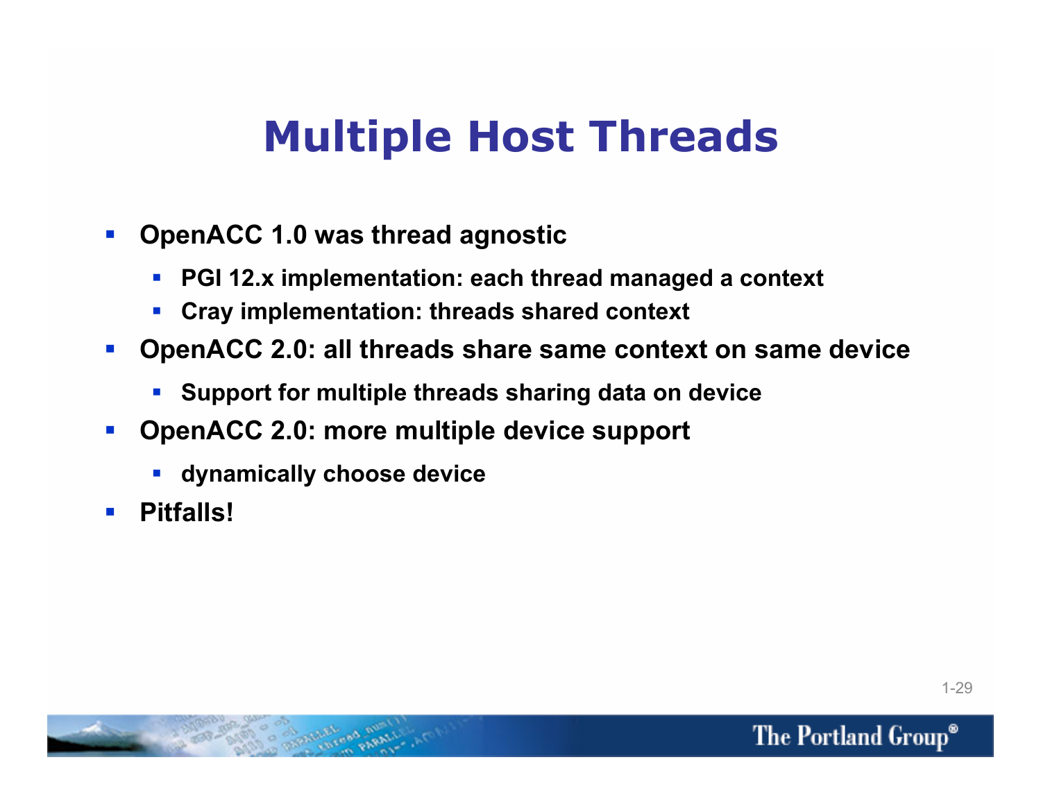# Multiple Host Threads

- OpenACC 1.0 was thread agnostic
  - PGI 12.x implementation: each thread managed a context
  - Cray implementation: threads shared context
- OpenACC 2.0: all threads share same context on same device
  - Support for multiple threads sharing data on device
- OpenACC 2.0: more multiple device support
  - dynamically choose device
- Pitfalls!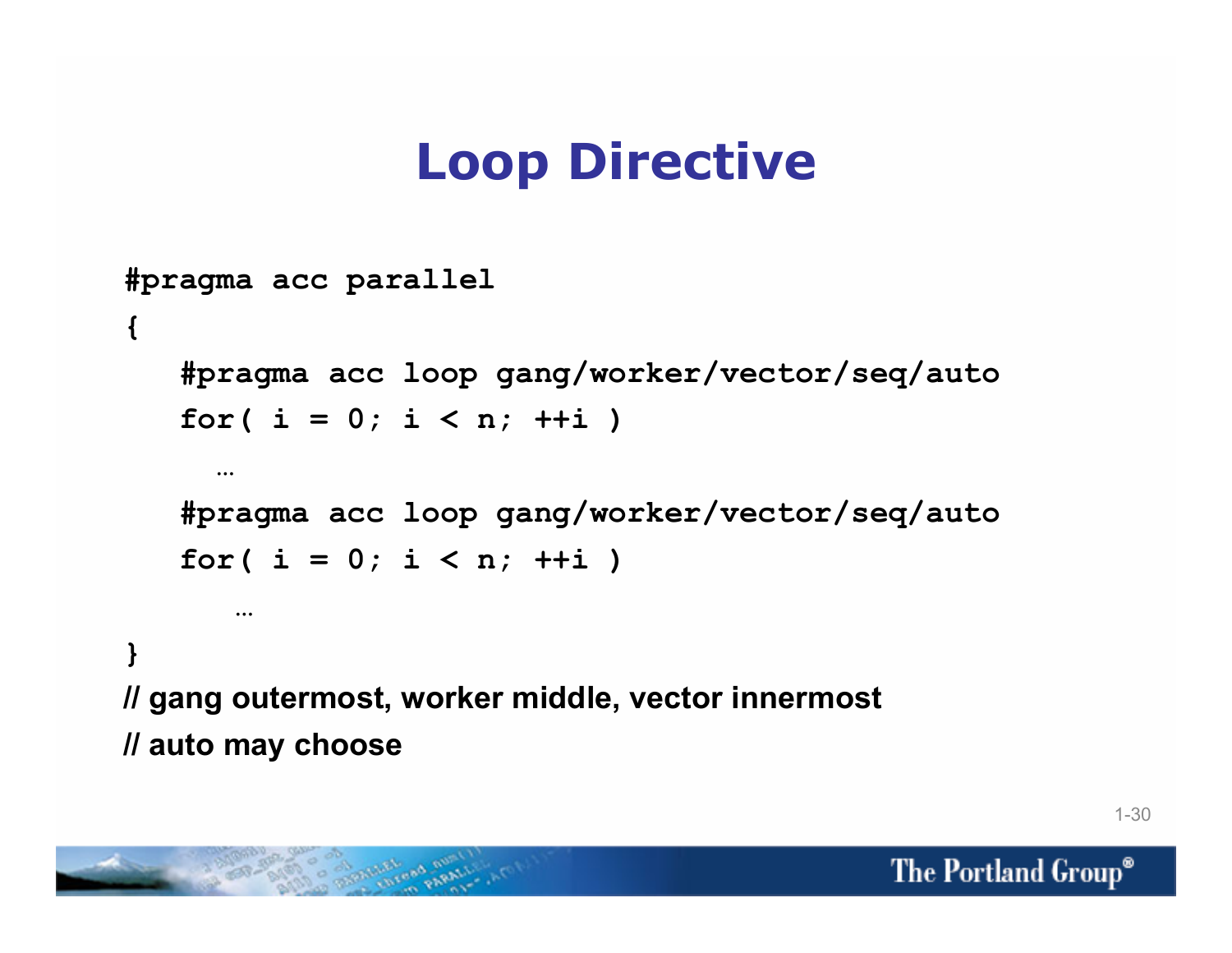# Loop Directive

```
#pragma acc parallel
{
   #pragma acc loop gang/worker/vector/seq/auto
   for( i = 0; i < n; ++i )
     …
   #pragma acc loop gang/worker/vector/seq/auto
   for( i = 0; i < n; ++i )
      …
}
```

**// gang outermost, worker middle, vector innermost**

**// auto may choose**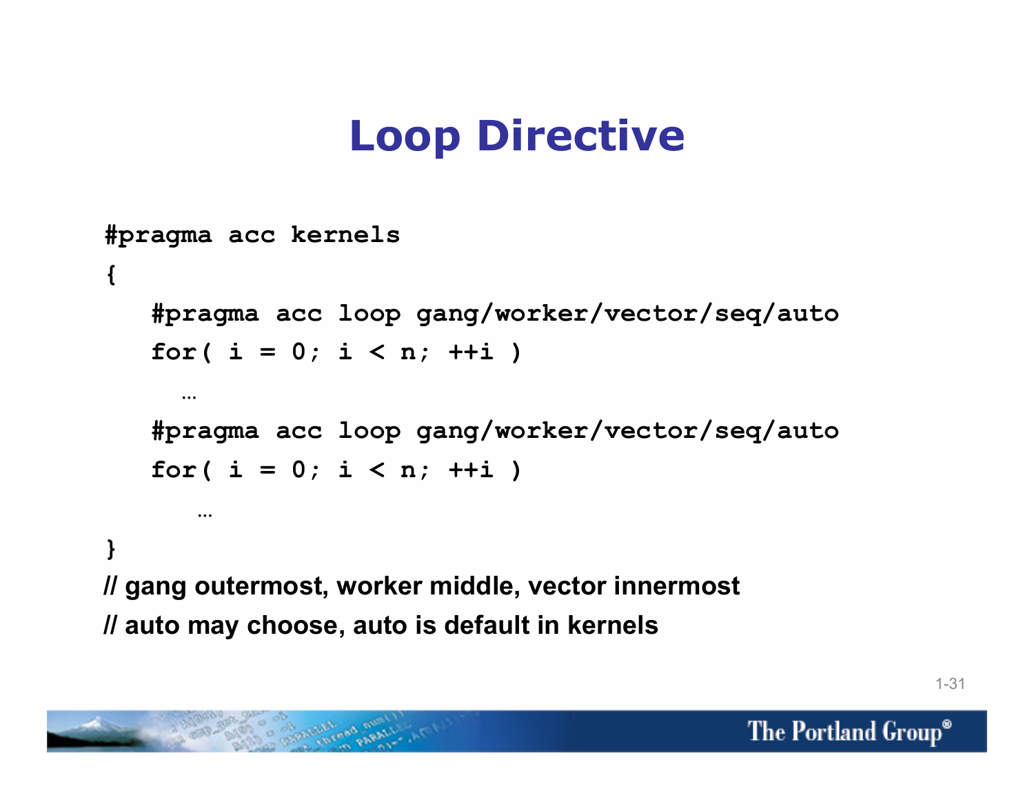# Loop Directive

```
#pragma acc kernels
{
   #pragma acc loop gang/worker/vector/seq/auto
   for( i = 0; i < n; ++i )
     …
   #pragma acc loop gang/worker/vector/seq/auto
   for( i = 0; i < n; ++i )
      …
}
// gang outermost, worker middle, vector innermost
// auto may choose, auto is default in kernels
```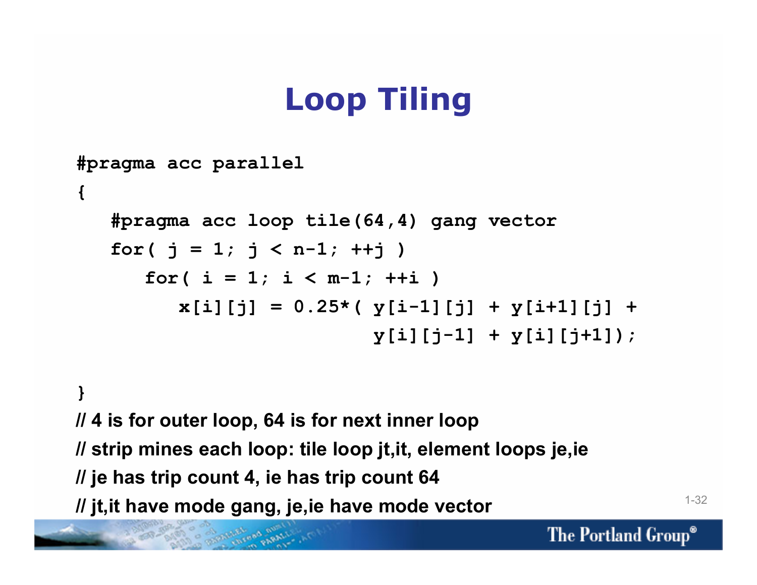# Loop Tiling

```
#pragma acc parallel
{
   #pragma acc loop tile(64,4) gang vector
   for( j = 1; j < n-1; ++j )
      for( i = 1; i < m-1; ++i )
         x[i][j] = 0.25*( y[i-1][j] + y[i+1][j] +
                          y[i][j-1] + y[i][j+1]);

}
```

**// 4 is for outer loop, 64 is for next inner loop**

**// strip mines each loop: tile loop jt,it, element loops je,ie**

**// je has trip count 4, ie has trip count 64**

**// jt,it have mode gang, je,ie have mode vector**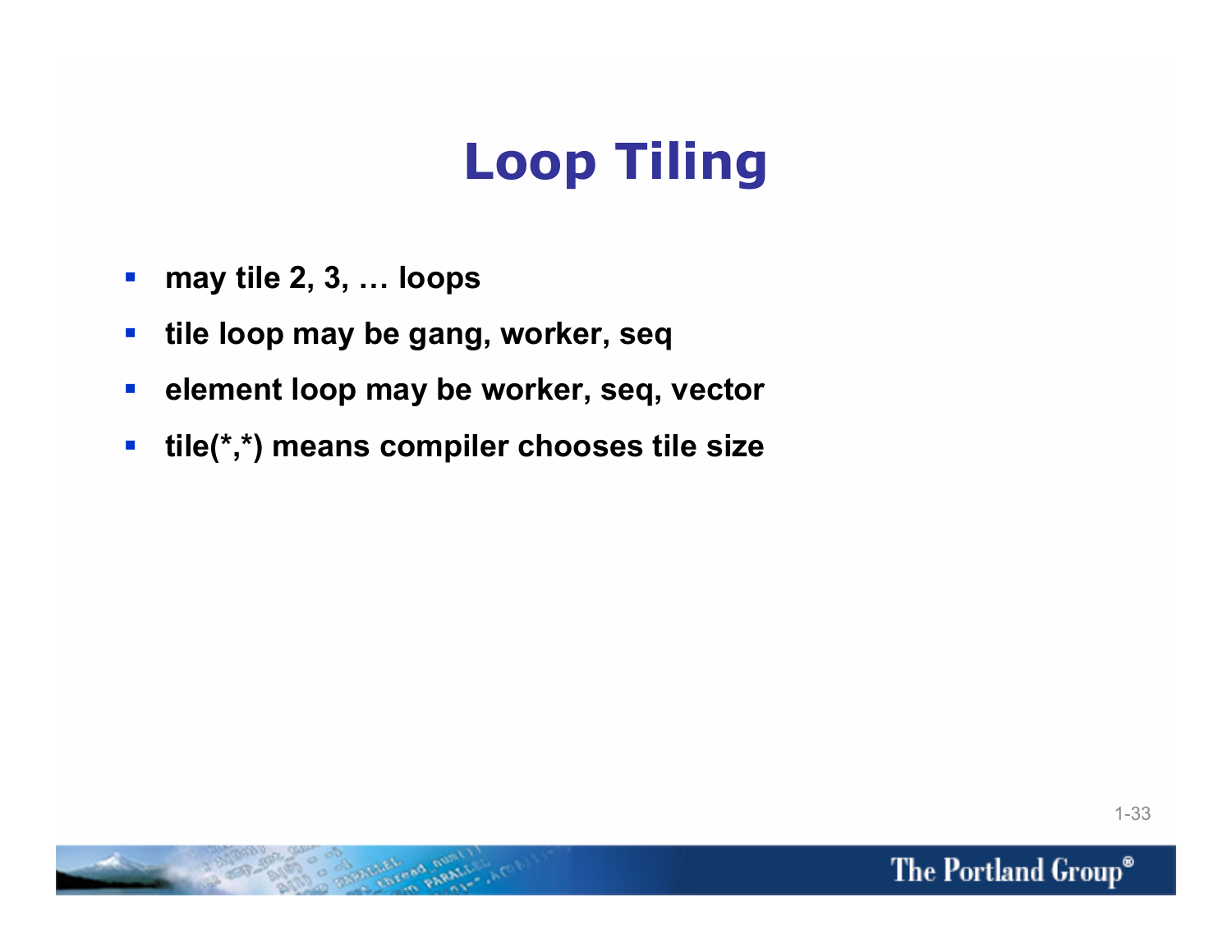# Loop Tiling

- **may tile 2, 3, … loops**
- **tile loop may be gang, worker, seq**
- **element loop may be worker, seq, vector**
- **tile(*,*) means compiler chooses tile size**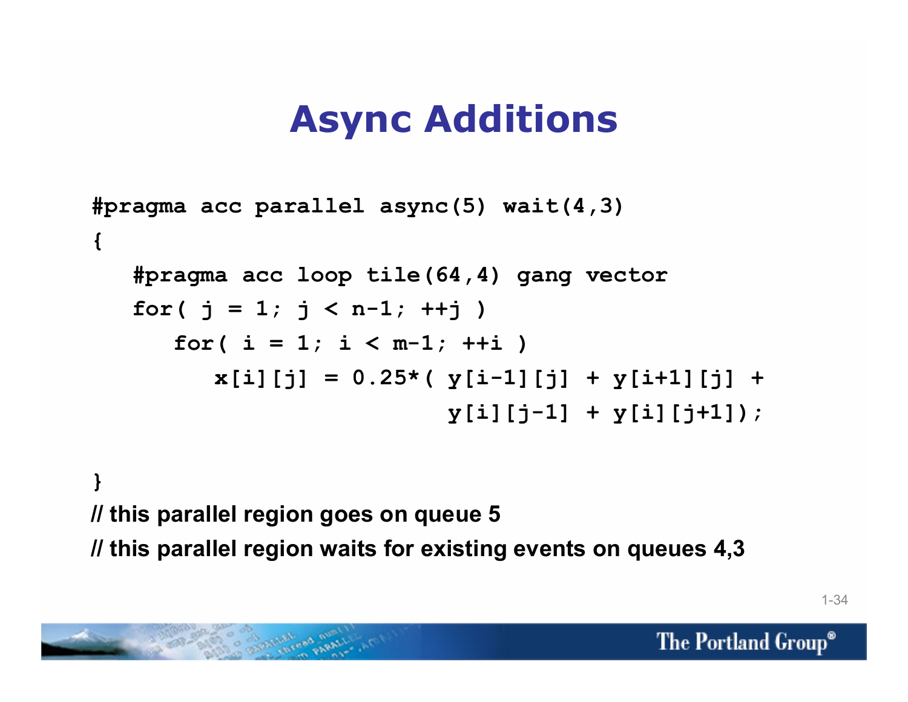# Async Additions

```
#pragma acc parallel async(5) wait(4,3)
{
   #pragma acc loop tile(64,4) gang vector
   for( j = 1; j < n-1; ++j )
      for( i = 1; i < m-1; ++i )
         x[i][j] = 0.25*( y[i-1][j] + y[i+1][j] +
                          y[i][j-1] + y[i][j+1]);

}
```

**// this parallel region goes on queue 5**

**// this parallel region waits for existing events on queues 4,3**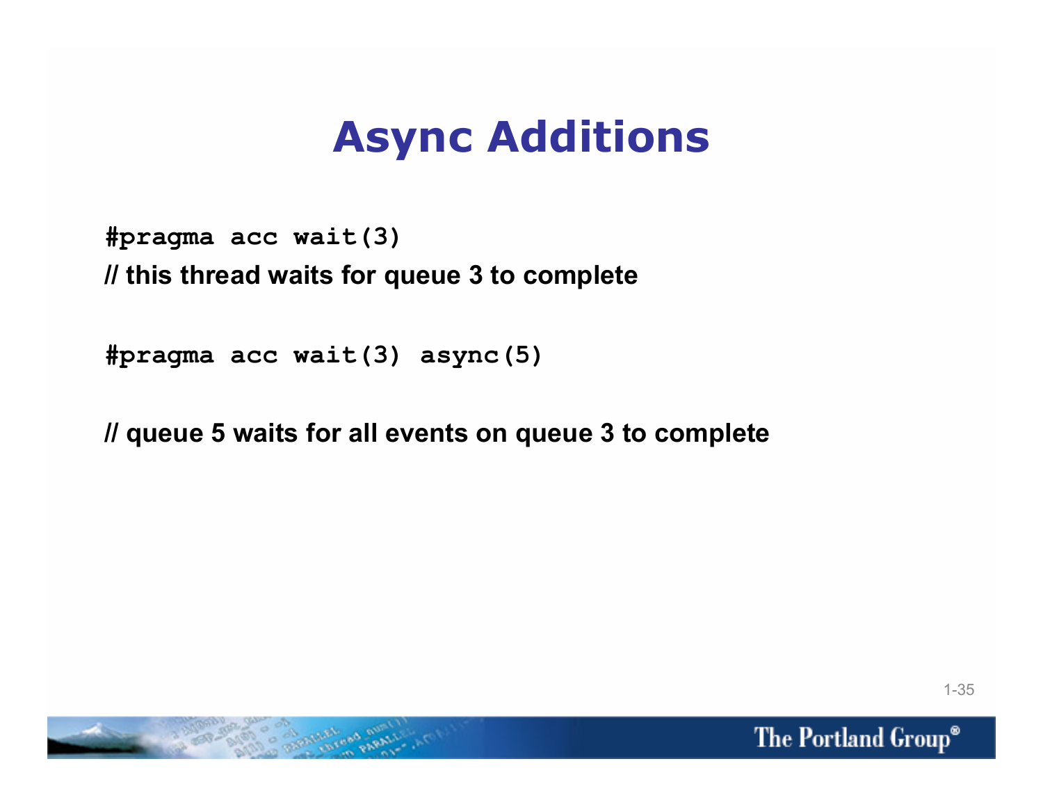# Async Additions

```
#pragma acc wait(3)
```

**// this thread waits for queue 3 to complete**

```
#pragma acc wait(3) async(5)
```

**// queue 5 waits for all events on queue 3 to complete**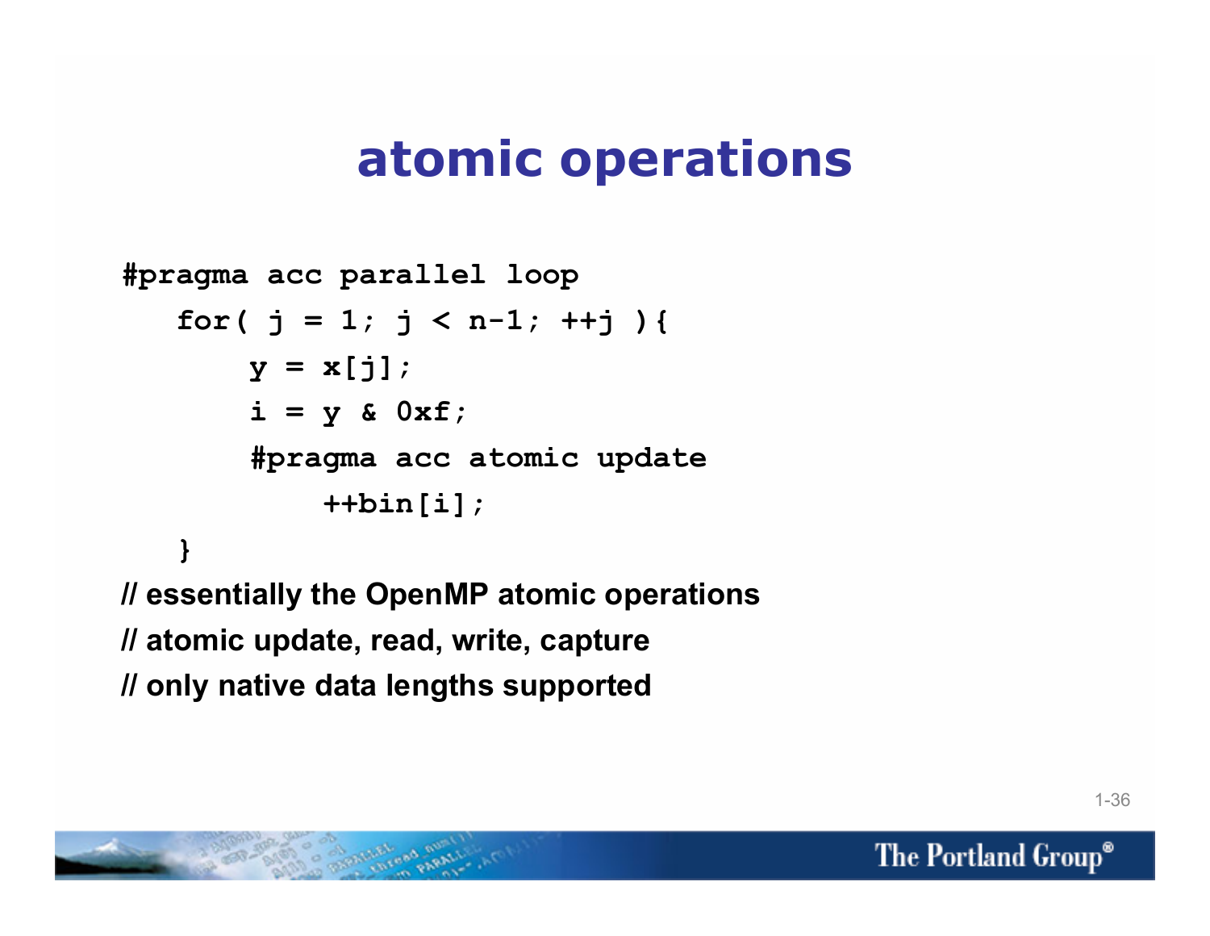# atomic operations

```
#pragma acc parallel loop
   for( j = 1; j < n-1; ++j ){
        y = x[j];
        i = y & 0xf;
        #pragma acc atomic update
            ++bin[i];
   }
```

**// essentially the OpenMP atomic operations**

**// atomic update, read, write, capture**

**// only native data lengths supported**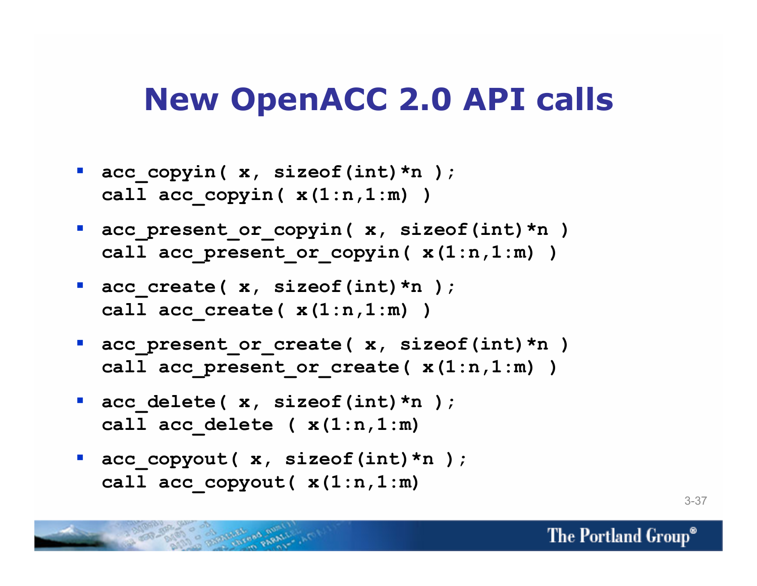# New OpenACC 2.0 API calls

- `acc_copyin( x, sizeof(int)*n );`
  `call acc_copyin( x(1:n,1:m) )`
- `acc_present_or_copyin( x, sizeof(int)*n )`
  `call acc_present_or_copyin( x(1:n,1:m) )`
- `acc_create( x, sizeof(int)*n );`
  `call acc_create( x(1:n,1:m) )`
- `acc_present_or_create( x, sizeof(int)*n )`
  `call acc_present_or_create( x(1:n,1:m) )`
- `acc_delete( x, sizeof(int)*n );`
  `call acc_delete ( x(1:n,1:m)`
- `acc_copyout( x, sizeof(int)*n );`
  `call acc_copyout( x(1:n,1:m)`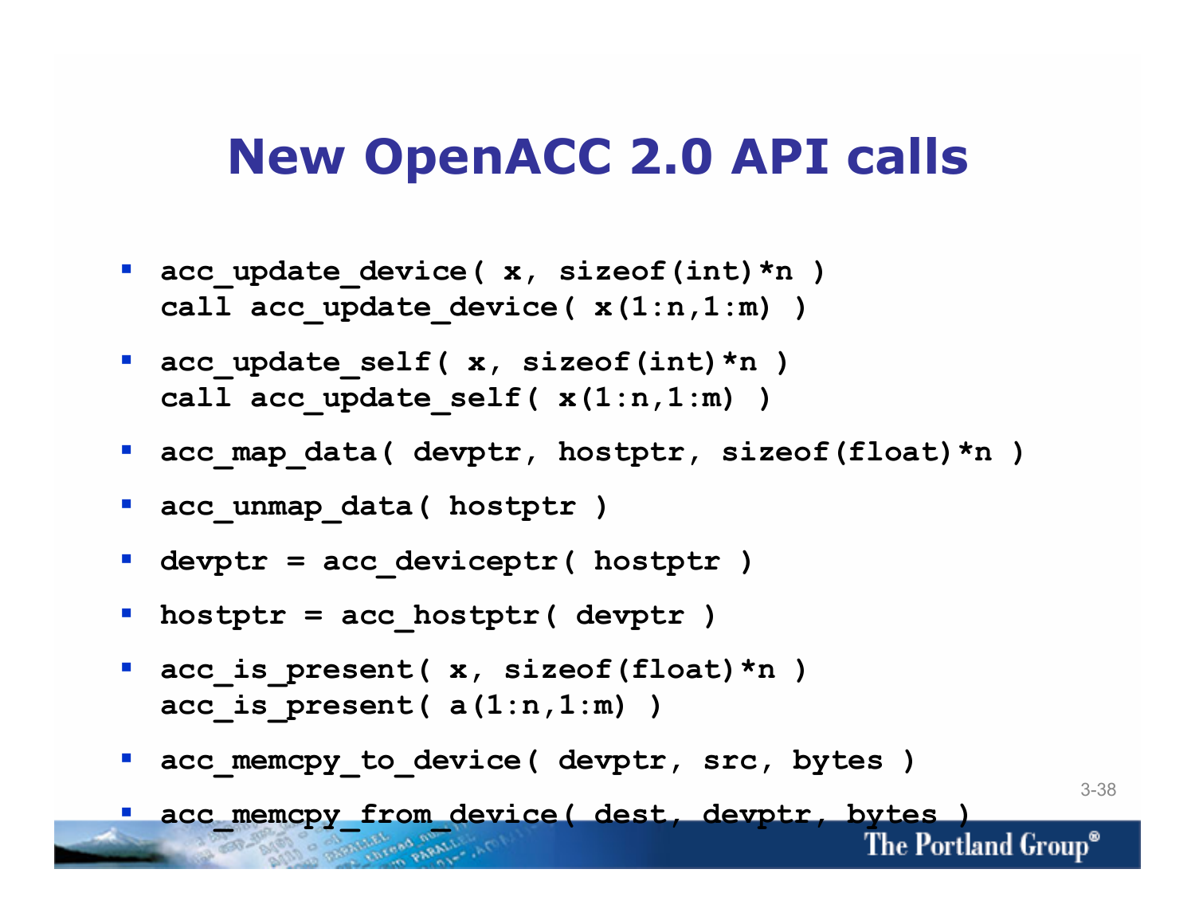# New OpenACC 2.0 API calls

- `acc_update_device( x, sizeof(int)*n )`
  `call acc_update_device( x(1:n,1:m) )`
- `acc_update_self( x, sizeof(int)*n )`
  `call acc_update_self( x(1:n,1:m) )`
- `acc_map_data( devptr, hostptr, sizeof(float)*n )`
- `acc_unmap_data( hostptr )`
- `devptr = acc_deviceptr( hostptr )`
- `hostptr = acc_hostptr( devptr )`
- `acc_is_present( x, sizeof(float)*n )`
  `acc_is_present( a(1:n,1:m) )`
- `acc_memcpy_to_device( devptr, src, bytes )`
- `acc_memcpy_from_device( dest, devptr, bytes )`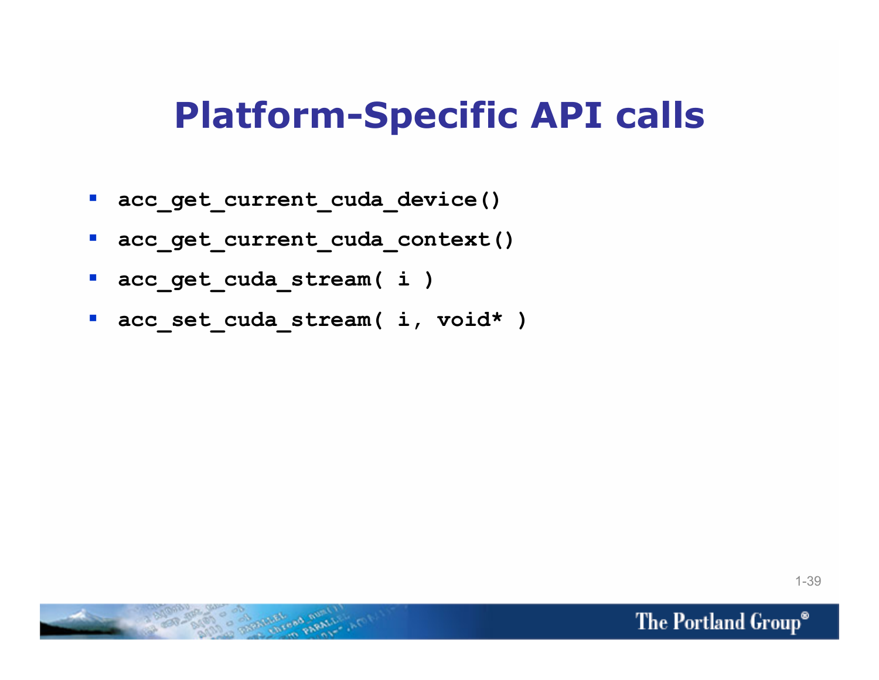# Platform-Specific API calls

- `acc_get_current_cuda_device()`
- `acc_get_current_cuda_context()`
- `acc_get_cuda_stream( i )`
- `acc_set_cuda_stream( i, void* )`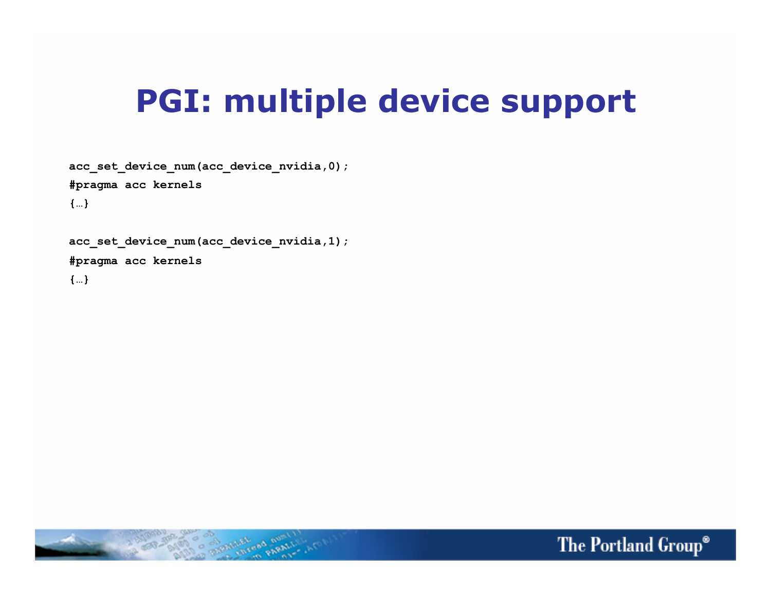# PGI: multiple device support

```
acc_set_device_num(acc_device_nvidia,0);
#pragma acc kernels
{…}

acc_set_device_num(acc_device_nvidia,1);
#pragma acc kernels
{…}
```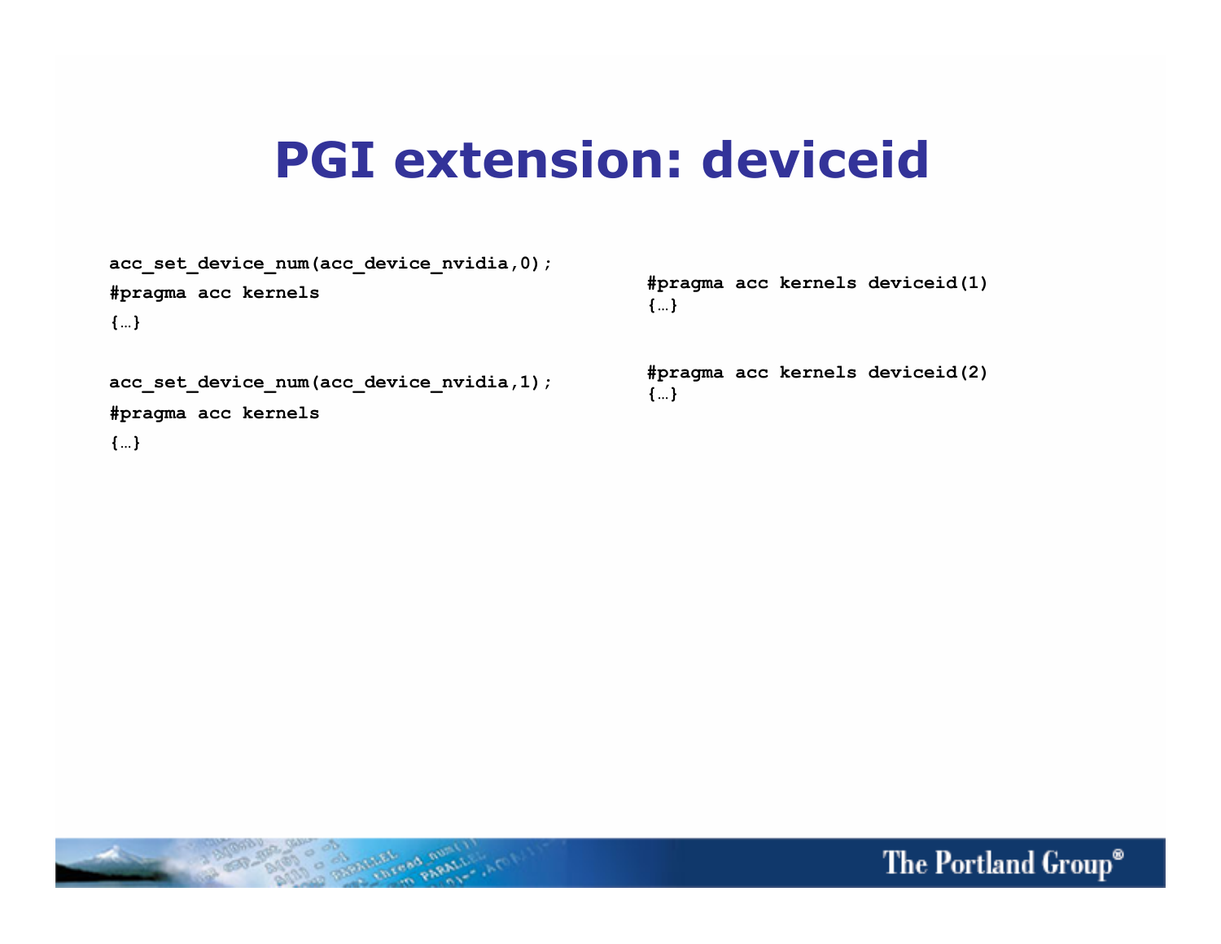# PGI extension: deviceid

```
acc_set_device_num(acc_device_nvidia,0);
#pragma acc kernels
{…}

acc_set_device_num(acc_device_nvidia,1);
#pragma acc kernels
{…}
```

```
#pragma acc kernels deviceid(1)
{…}

#pragma acc kernels deviceid(2)
{…}
```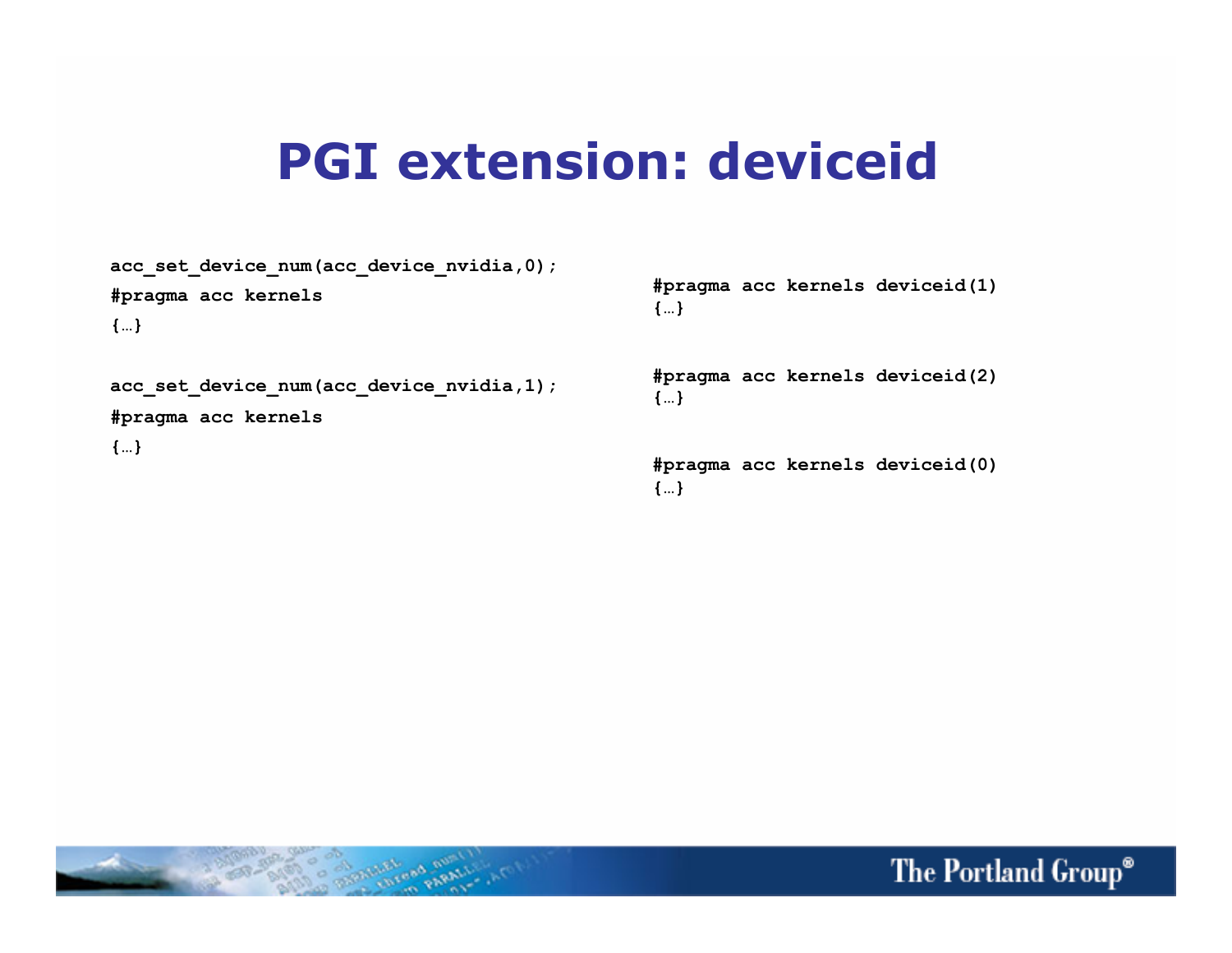# PGI extension: deviceid

```
acc_set_device_num(acc_device_nvidia,0);
#pragma acc kernels
{…}

acc_set_device_num(acc_device_nvidia,1);
#pragma acc kernels
{…}
```

```
#pragma acc kernels deviceid(1)
{…}

#pragma acc kernels deviceid(2)
{…}

#pragma acc kernels deviceid(0)
{…}
```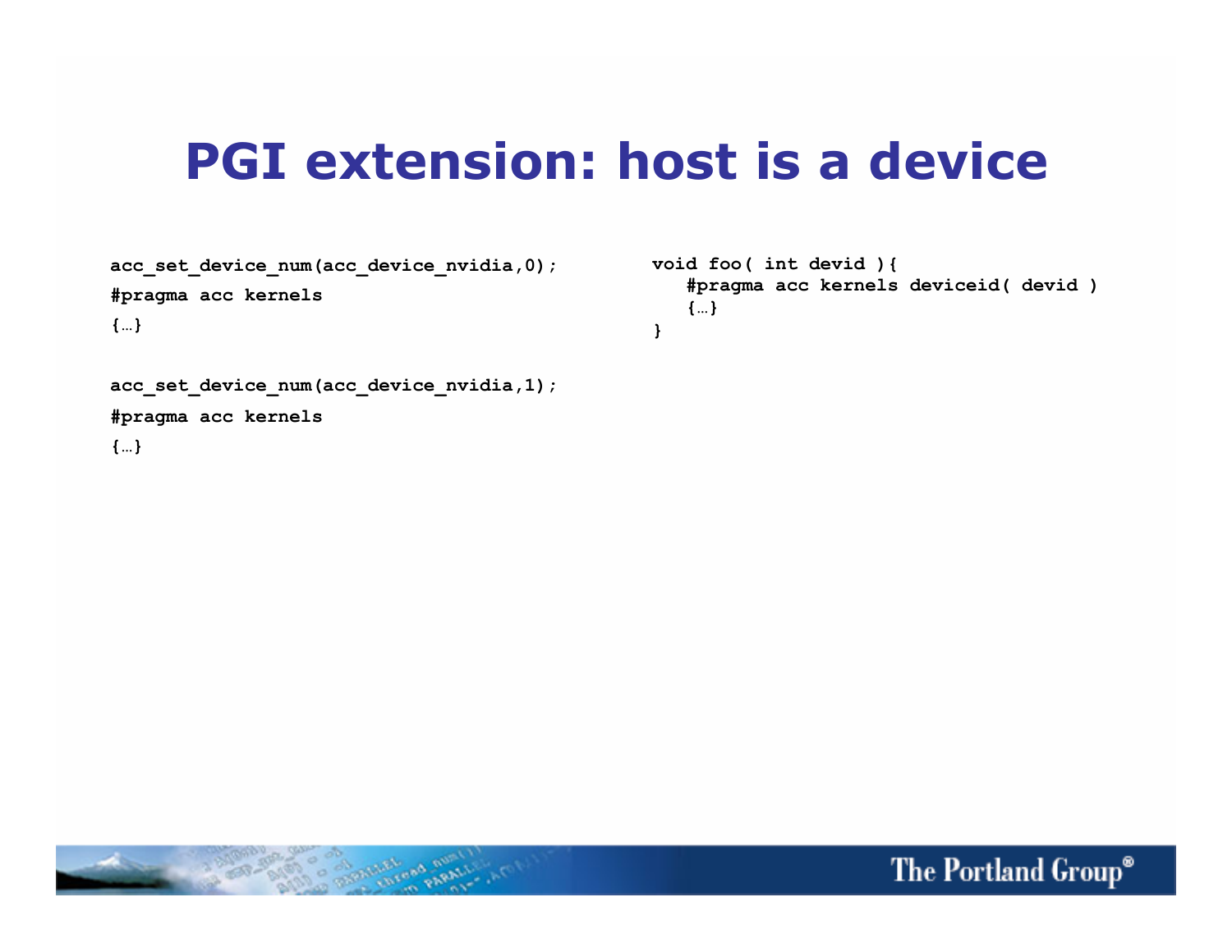# PGI extension: host is a device

```
acc_set_device_num(acc_device_nvidia,0);
#pragma acc kernels
{…}

acc_set_device_num(acc_device_nvidia,1);
#pragma acc kernels
{…}
```

```
void foo( int devid ){
   #pragma acc kernels deviceid( devid )
   {…}
}
```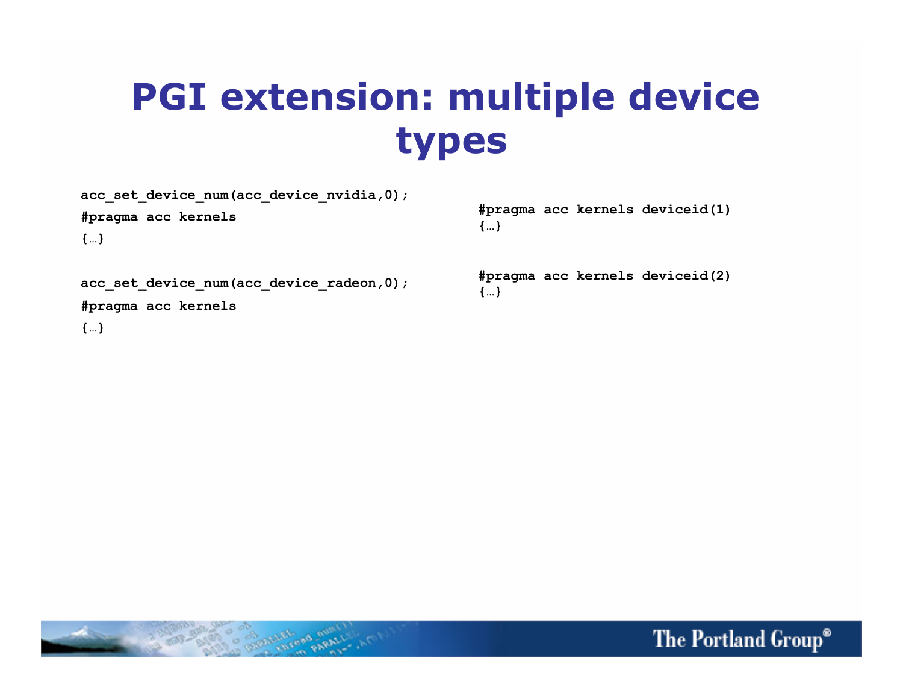# PGI extension: multiple device types

```
acc_set_device_num(acc_device_nvidia,0);
#pragma acc kernels
{…}

acc_set_device_num(acc_device_radeon,0);
#pragma acc kernels
{…}
```

```
#pragma acc kernels deviceid(1)
{…}

#pragma acc kernels deviceid(2)
{…}
```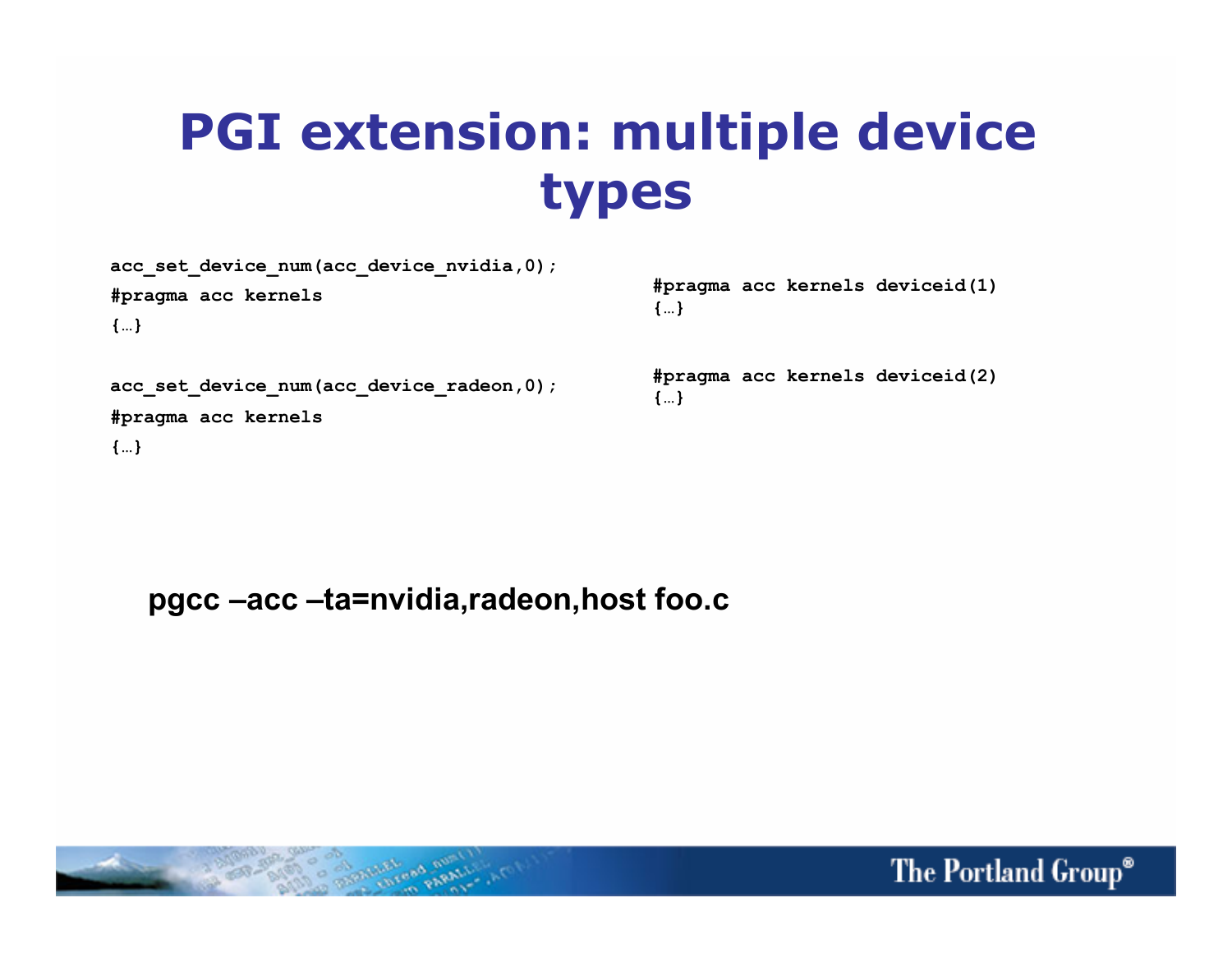# PGI extension: multiple device types

```
acc_set_device_num(acc_device_nvidia,0);
#pragma acc kernels
{…}

acc_set_device_num(acc_device_radeon,0);
#pragma acc kernels
{…}
```

```
#pragma acc kernels deviceid(1)
{…}

#pragma acc kernels deviceid(2)
{…}
```

**pgcc –acc –ta=nvidia,radeon,host foo.c**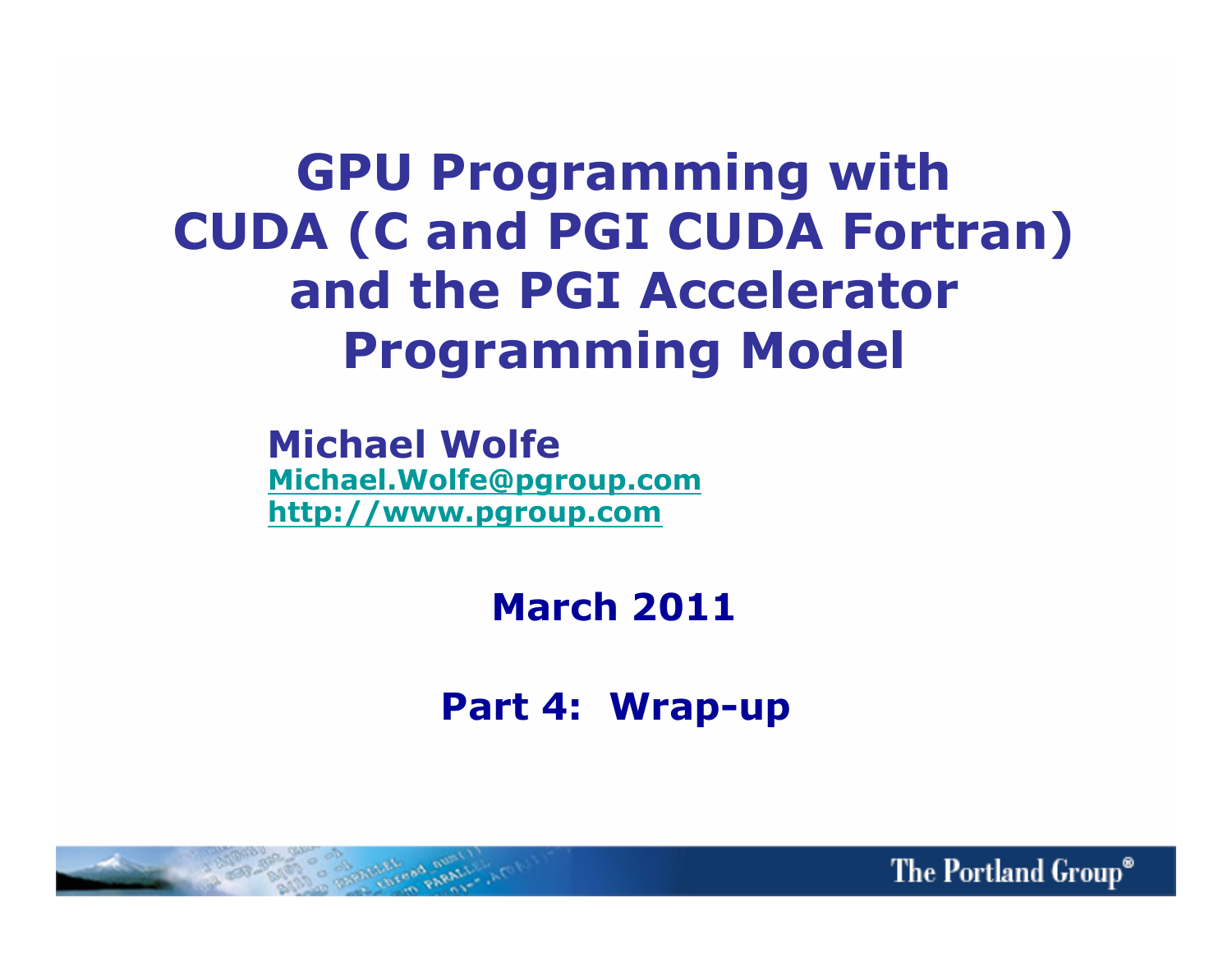# GPU Programming with CUDA (C and PGI CUDA Fortran) and the PGI Accelerator Programming Model

**Michael Wolfe**
**Michael.Wolfe@pgroup.com**
**http://www.pgroup.com**

**March 2011**

**Part 4: Wrap-up**

The Portland Group®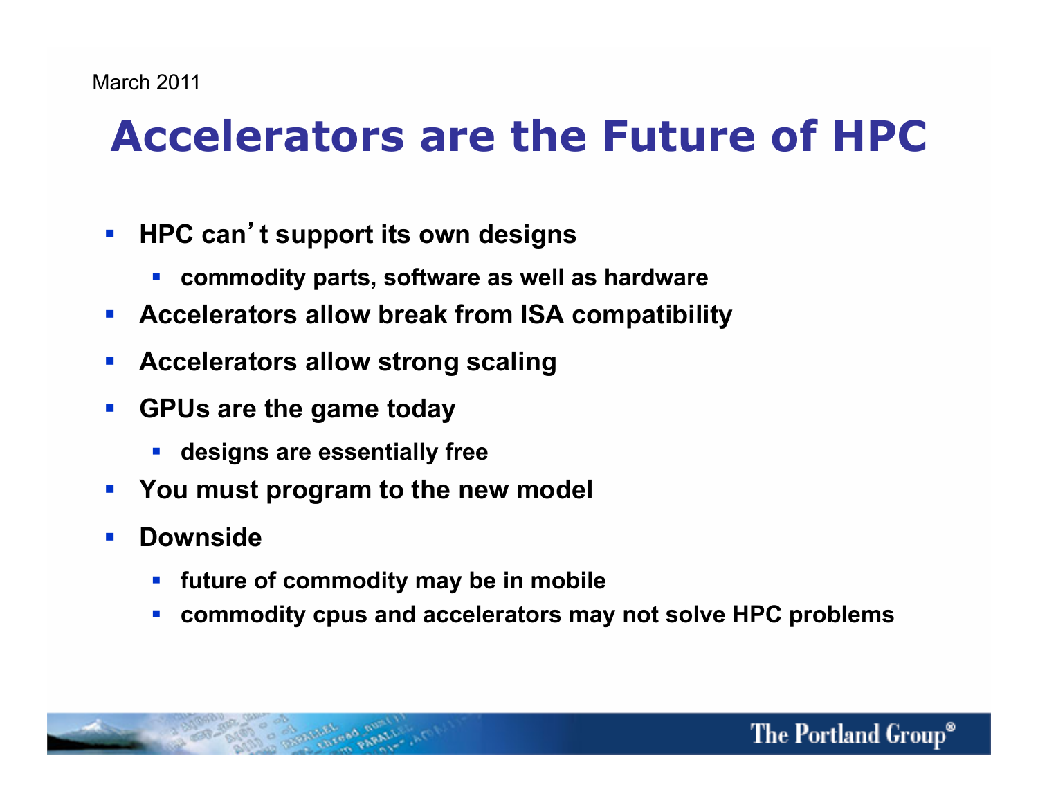March 2011

# Accelerators are the Future of HPC

- HPC can't support its own designs
  - commodity parts, software as well as hardware
- Accelerators allow break from ISA compatibility
- Accelerators allow strong scaling
- GPUs are the game today
  - designs are essentially free
- You must program to the new model
- Downside
  - future of commodity may be in mobile
  - commodity cpus and accelerators may not solve HPC problems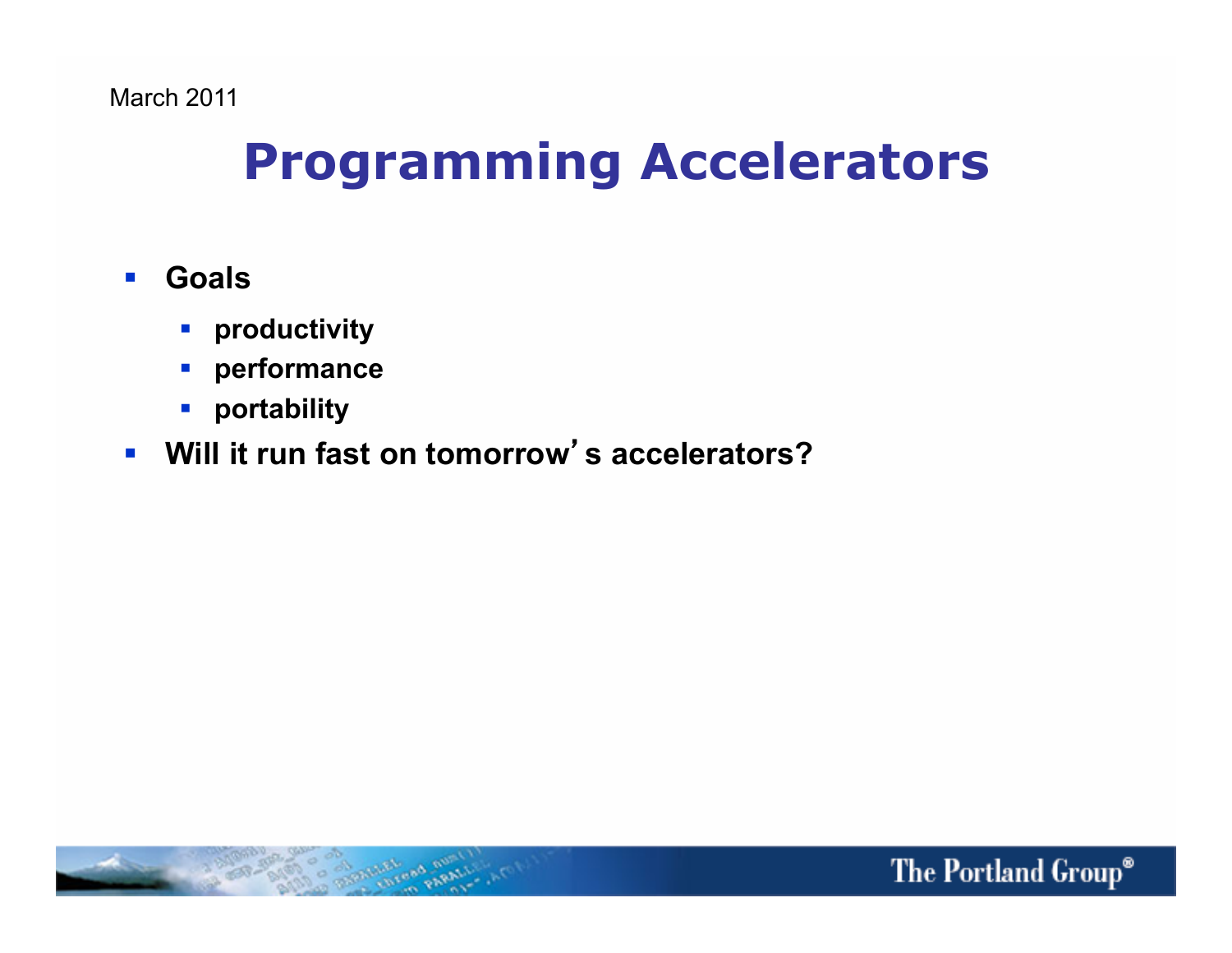# Programming Accelerators

- **Goals**
  - **productivity**
  - **performance**
  - **portability**
- **Will it run fast on tomorrow's accelerators?**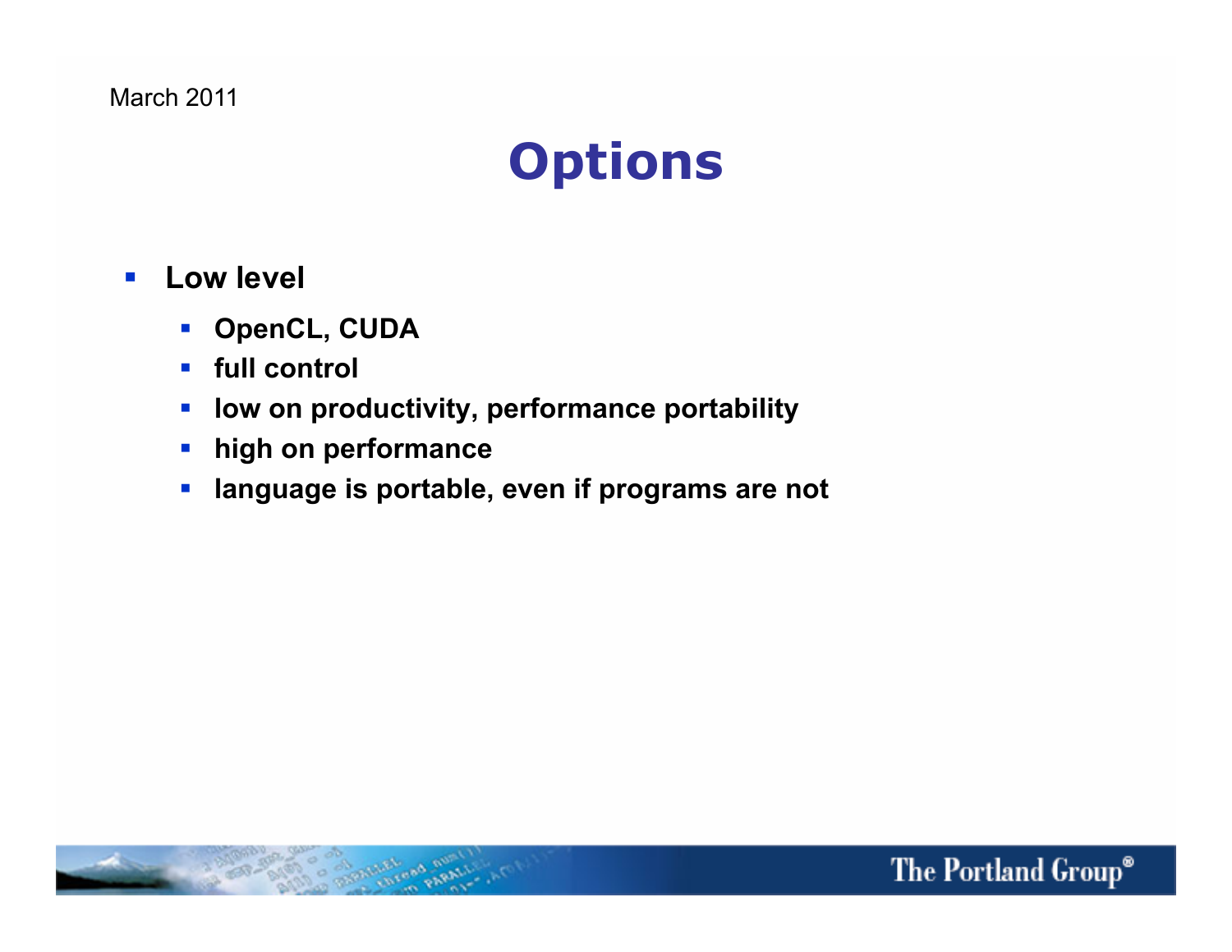# Options

- **Low level**
  - **OpenCL, CUDA**
  - **full control**
  - **low on productivity, performance portability**
  - **high on performance**
  - **language is portable, even if programs are not**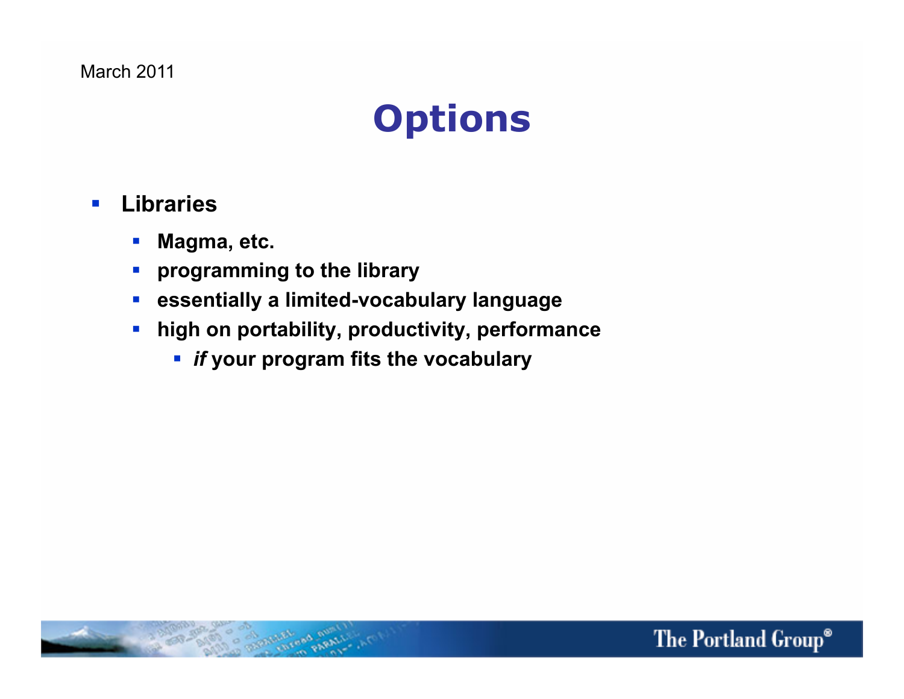# Options

- **Libraries**
  - **Magma, etc.**
  - **programming to the library**
  - **essentially a limited-vocabulary language**
  - **high on portability, productivity, performance**
    - ***if* your program fits the vocabulary**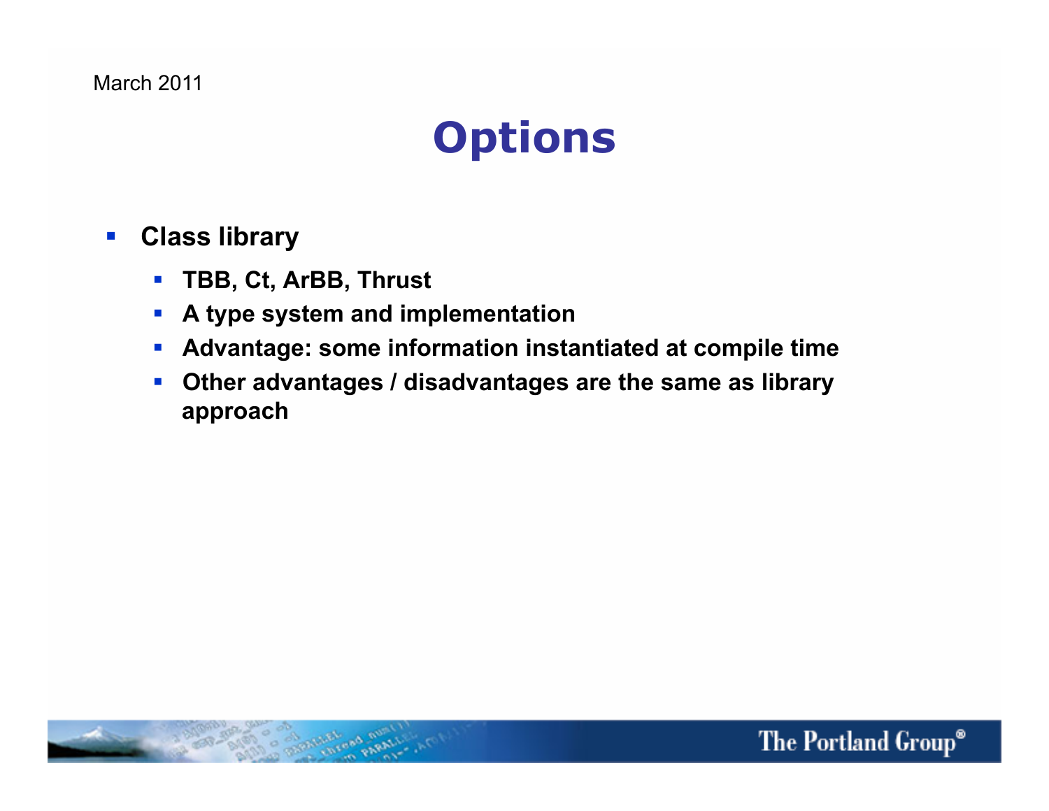# Options

- **Class library**
  - **TBB, Ct, ArBB, Thrust**
  - **A type system and implementation**
  - **Advantage: some information instantiated at compile time**
  - **Other advantages / disadvantages are the same as library approach**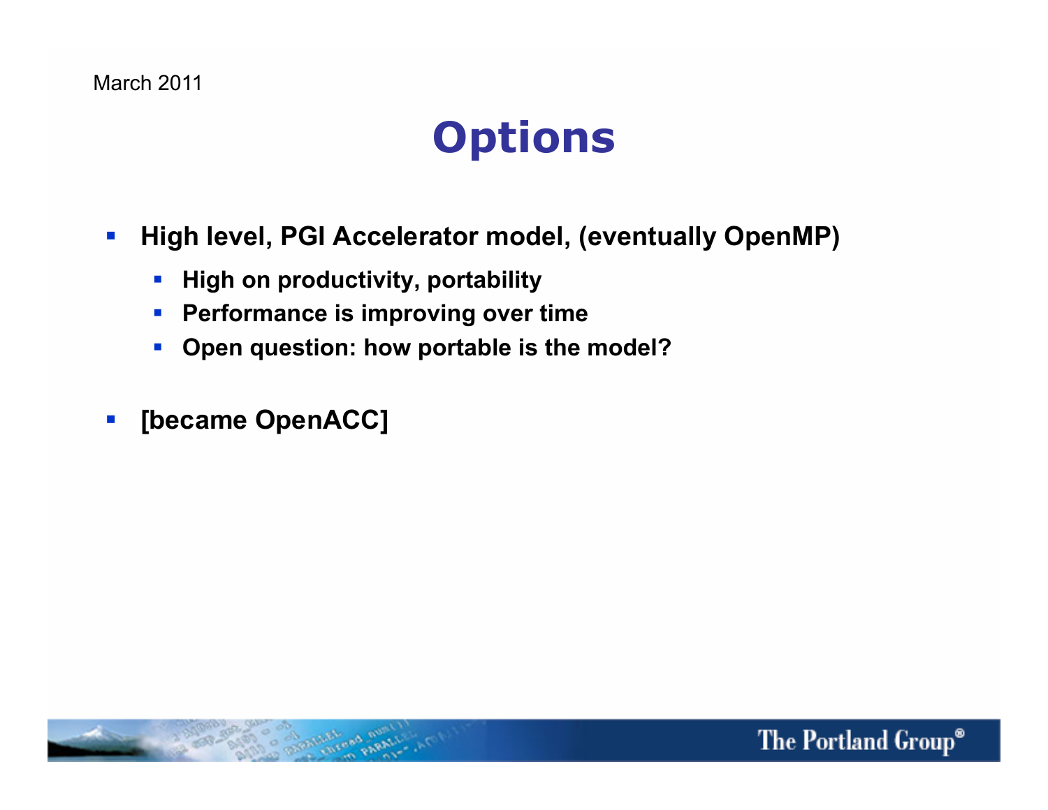March 2011

# Options

- **High level, PGI Accelerator model, (eventually OpenMP)**
  - **High on productivity, portability**
  - **Performance is improving over time**
  - **Open question: how portable is the model?**

- **[became OpenACC]**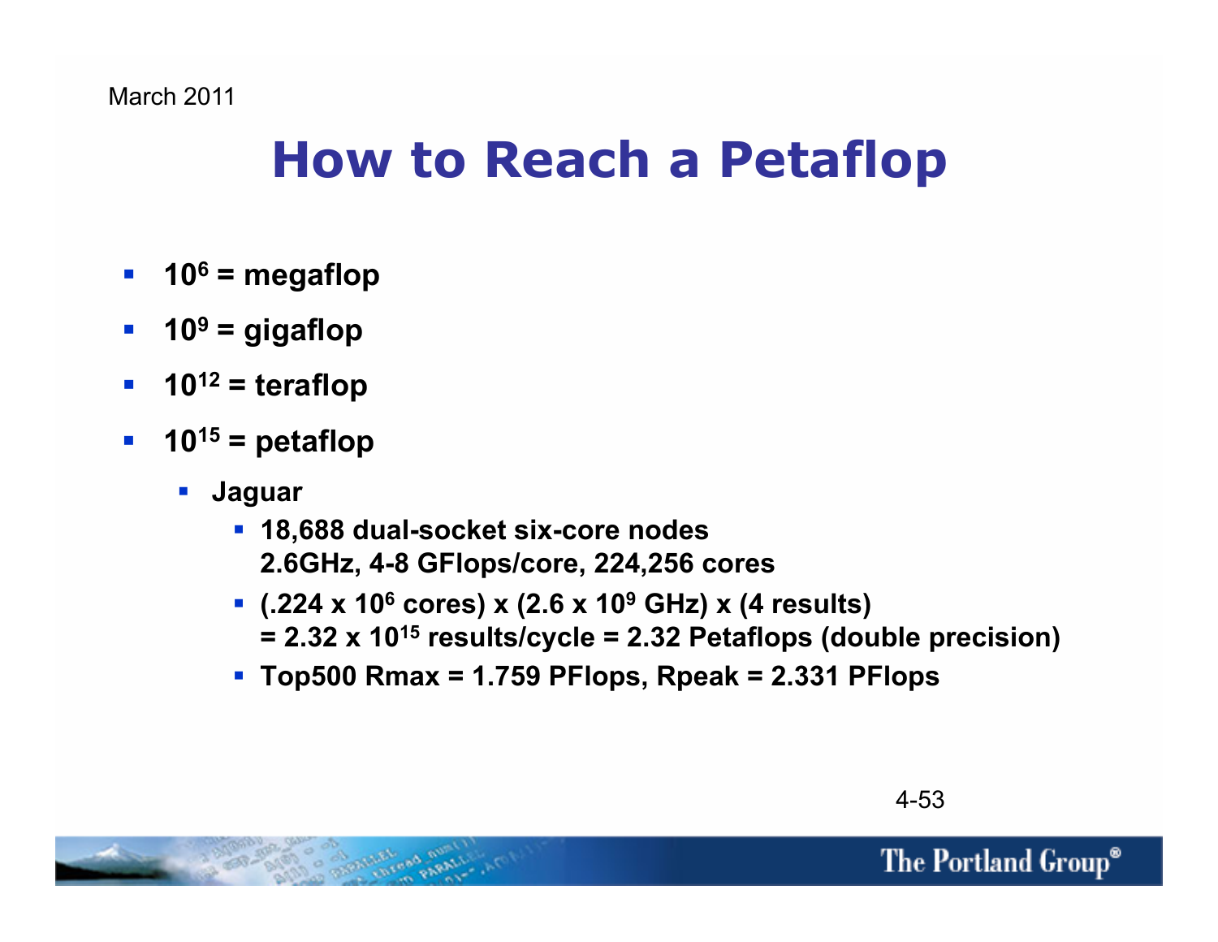March 2011

# How to Reach a Petaflop

- **$10^6$ = megaflop**
- **$10^9$ = gigaflop**
- **$10^{12}$ = teraflop**
- **$10^{15}$ = petaflop**
  - **Jaguar**
    - **18,688 dual-socket six-core nodes 2.6GHz, 4-8 GFlops/core, 224,256 cores**
    - **(.224 x $10^6$ cores) x (2.6 x $10^9$ GHz) x (4 results) = 2.32 x $10^{15}$ results/cycle = 2.32 Petaflops (double precision)**
    - **Top500 Rmax = 1.759 PFlops, Rpeak = 2.331 PFlops**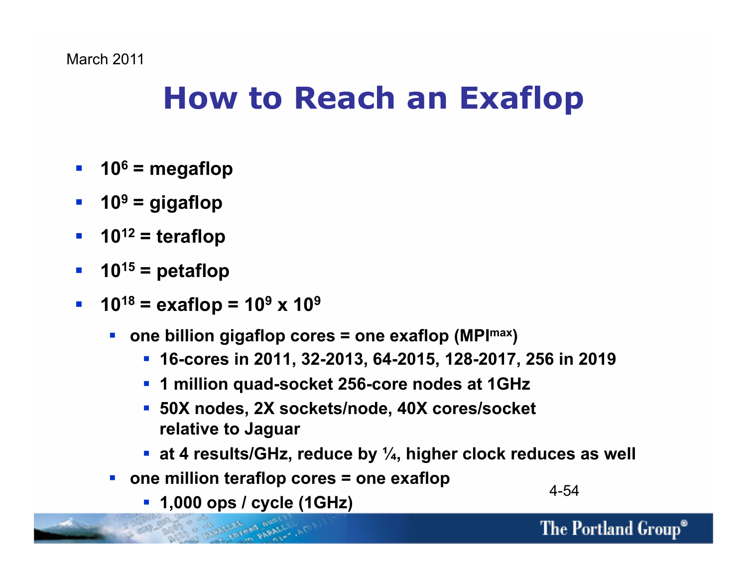March 2011

# How to Reach an Exaflop

- **$10^6$ = megaflop**
- **$10^9$ = gigaflop**
- **$10^{12}$ = teraflop**
- **$10^{15}$ = petaflop**
- **$10^{18}$ = exaflop = $10^9$ x $10^9$**
  - **one billion gigaflop cores = one exaflop ($MPI^{max}$)**
    - **16-cores in 2011, 32-2013, 64-2015, 128-2017, 256 in 2019**
    - **1 million quad-socket 256-core nodes at 1GHz**
    - **50X nodes, 2X sockets/node, 40X cores/socket relative to Jaguar**
    - **at 4 results/GHz, reduce by ¼, higher clock reduces as well**
  - **one million teraflop cores = one exaflop**
    - **1,000 ops / cycle (1GHz)**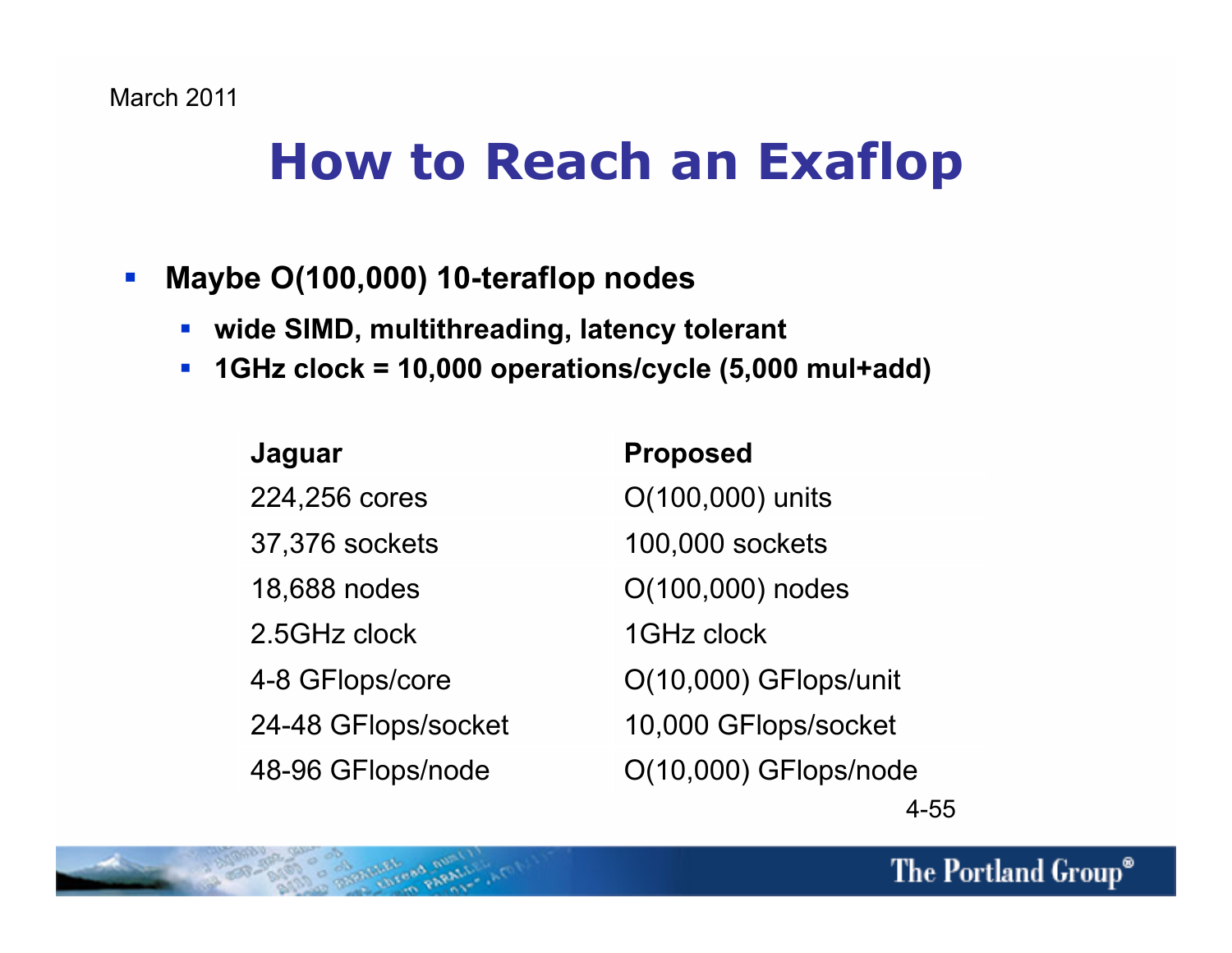# How to Reach an Exaflop

- **Maybe O(100,000) 10-teraflop nodes**
  - **wide SIMD, multithreading, latency tolerant**
  - **1GHz clock = 10,000 operations/cycle (5,000 mul+add)**

| Jaguar | Proposed |
|---|---|
| 224,256 cores | O(100,000) units |
| 37,376 sockets | 100,000 sockets |
| 18,688 nodes | O(100,000) nodes |
| 2.5GHz clock | 1GHz clock |
| 4-8 GFlops/core | O(10,000) GFlops/unit |
| 24-48 GFlops/socket | 10,000 GFlops/socket |
| 48-96 GFlops/node | O(10,000) GFlops/node |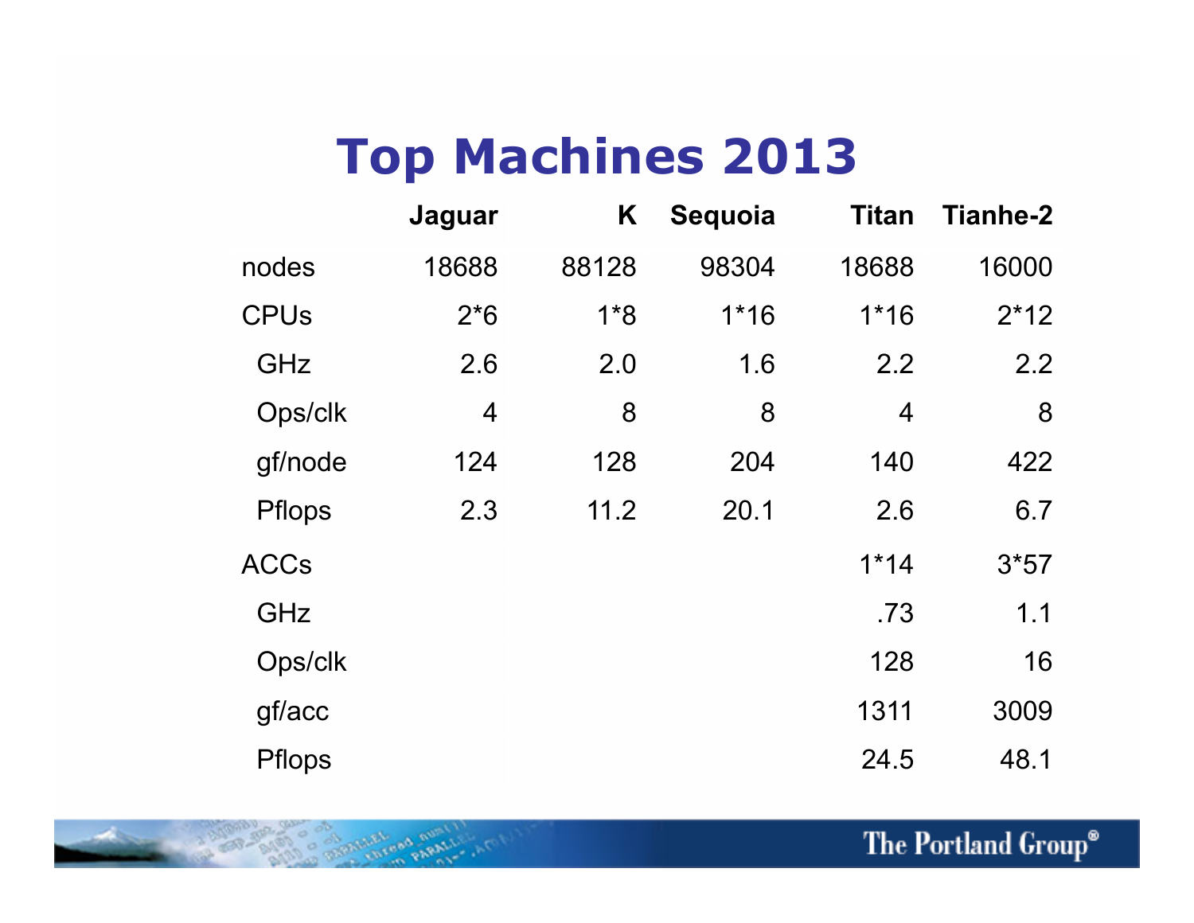# Top Machines 2013

| | Jaguar | K | Sequoia | Titan | Tianhe-2 |
|---|---|---|---|---|---|
| nodes | 18688 | 88128 | 98304 | 18688 | 16000 |
| CPUs | 2*6 | 1*8 | 1*16 | 1*16 | 2*12 |
| GHz | 2.6 | 2.0 | 1.6 | 2.2 | 2.2 |
| Ops/clk | 4 | 8 | 8 | 4 | 8 |
| gf/node | 124 | 128 | 204 | 140 | 422 |
| Pflops | 2.3 | 11.2 | 20.1 | 2.6 | 6.7 |
| ACCs | | | | 1*14 | 3*57 |
| GHz | | | | .73 | 1.1 |
| Ops/clk | | | | 128 | 16 |
| gf/acc | | | | 1311 | 3009 |
| Pflops | | | | 24.5 | 48.1 |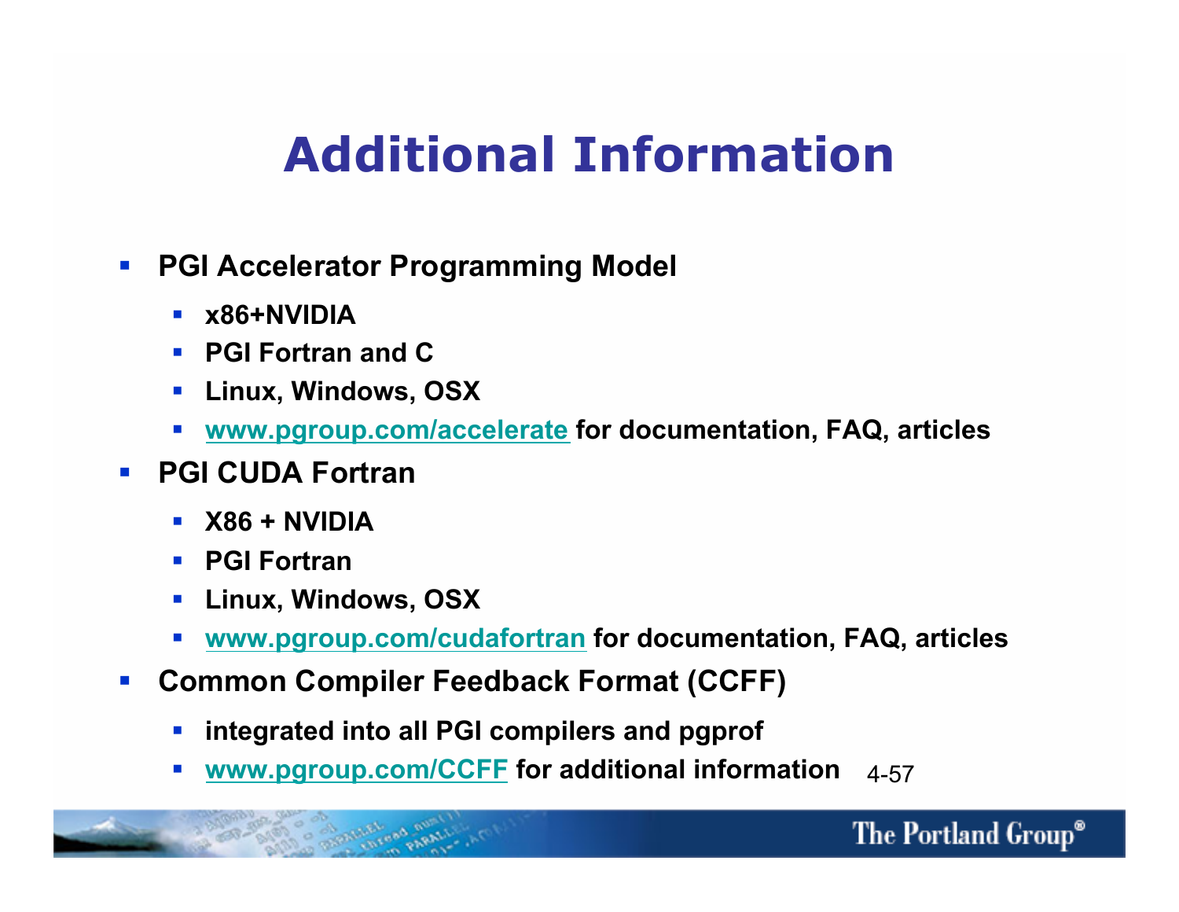# Additional Information

- **PGI Accelerator Programming Model**
  - **x86+NVIDIA**
  - **PGI Fortran and C**
  - **Linux, Windows, OSX**
  - **www.pgroup.com/accelerate for documentation, FAQ, articles**
- **PGI CUDA Fortran**
  - **X86 + NVIDIA**
  - **PGI Fortran**
  - **Linux, Windows, OSX**
  - **www.pgroup.com/cudafortran for documentation, FAQ, articles**
- **Common Compiler Feedback Format (CCFF)**
  - **integrated into all PGI compilers and pgprof**
  - **www.pgroup.com/CCFF for additional information**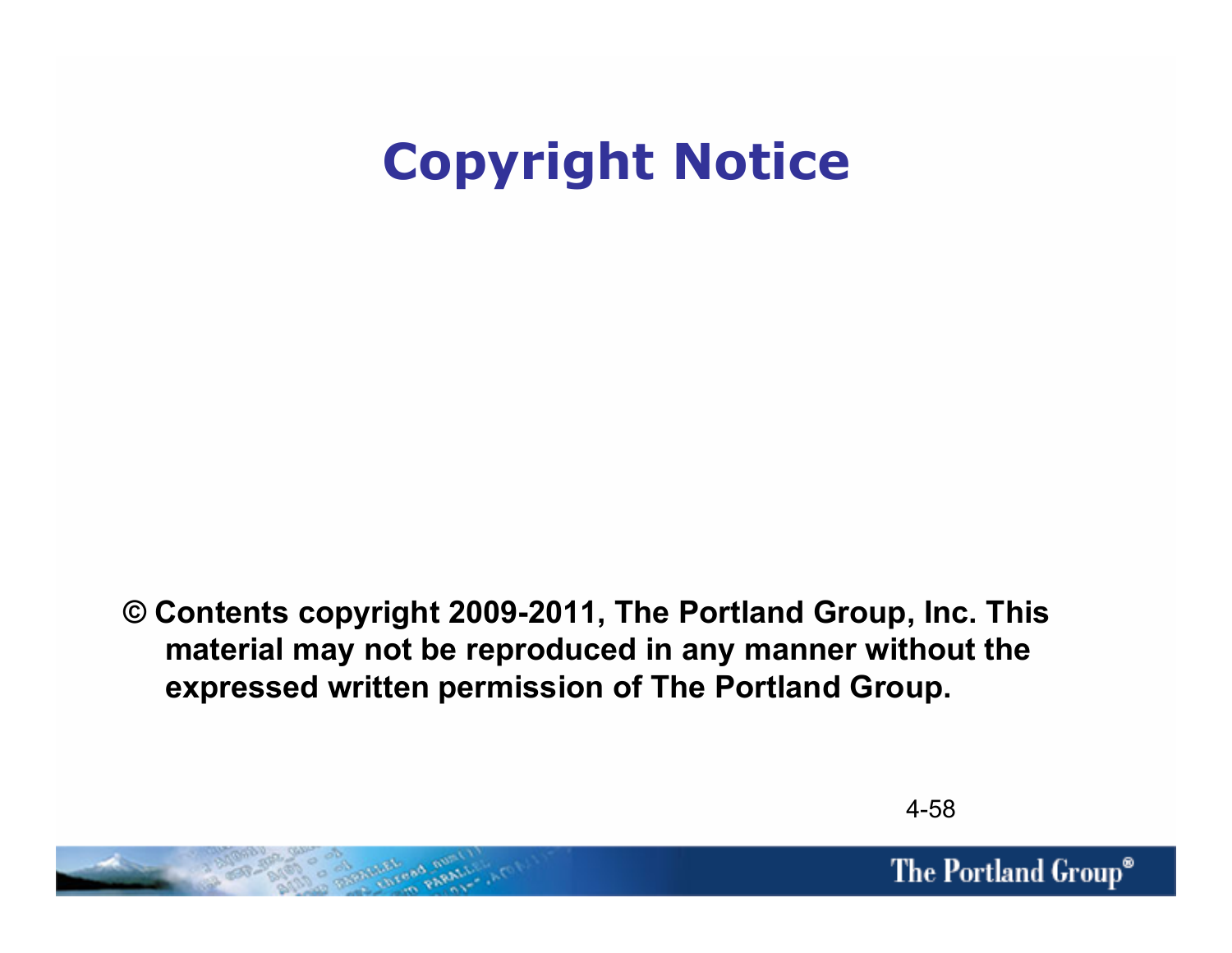# Copyright Notice

**© Contents copyright 2009-2011, The Portland Group, Inc. This material may not be reproduced in any manner without the expressed written permission of The Portland Group.**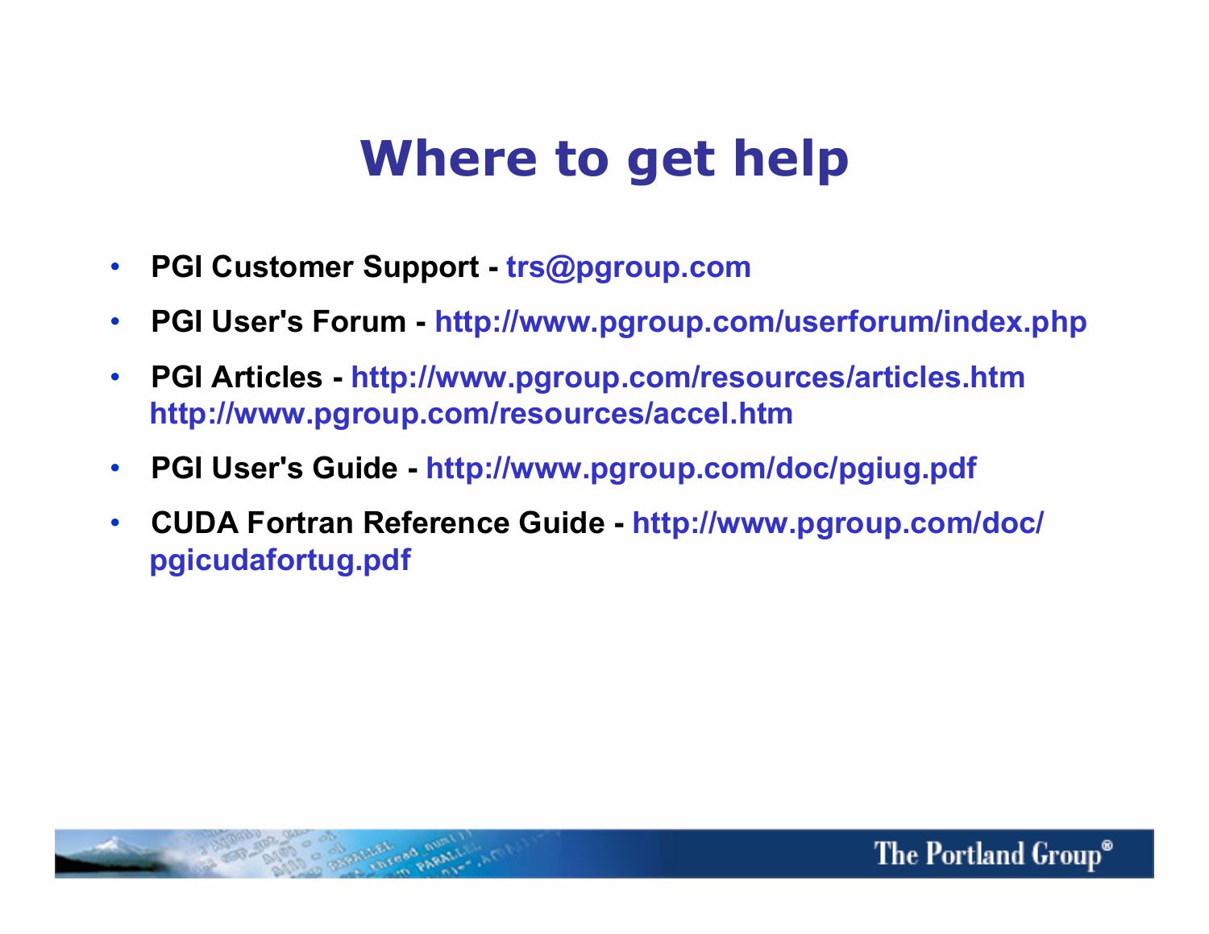# Where to get help

- **PGI Customer Support - trs@pgroup.com**
- **PGI User's Forum - http://www.pgroup.com/userforum/index.php**
- **PGI Articles - http://www.pgroup.com/resources/articles.htm http://www.pgroup.com/resources/accel.htm**
- **PGI User's Guide - http://www.pgroup.com/doc/pgiug.pdf**
- **CUDA Fortran Reference Guide - http://www.pgroup.com/doc/pgicudafortug.pdf**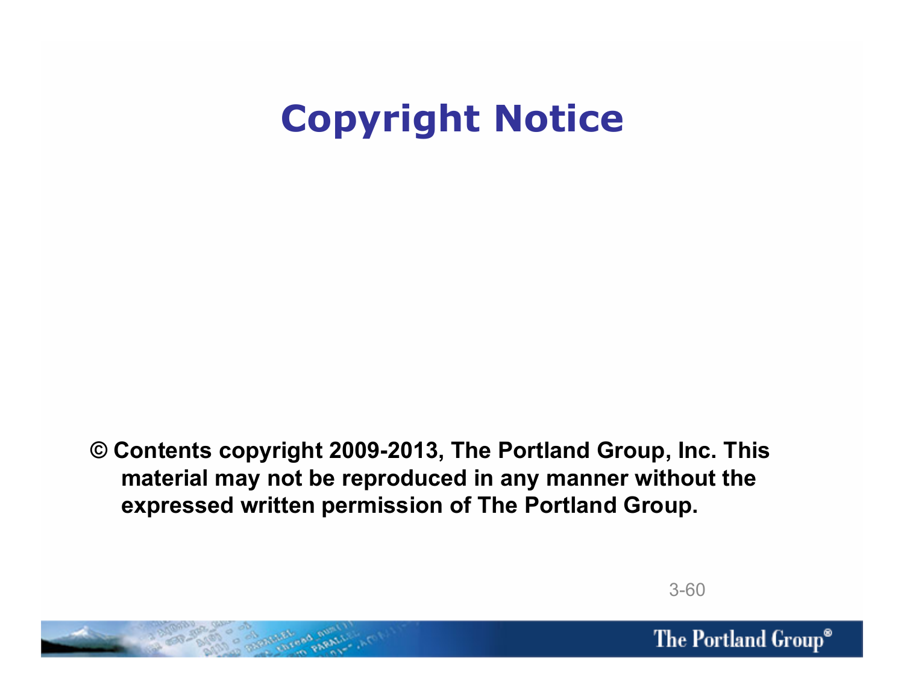# Copyright Notice

**© Contents copyright 2009-2013, The Portland Group, Inc. This material may not be reproduced in any manner without the expressed written permission of The Portland Group.**